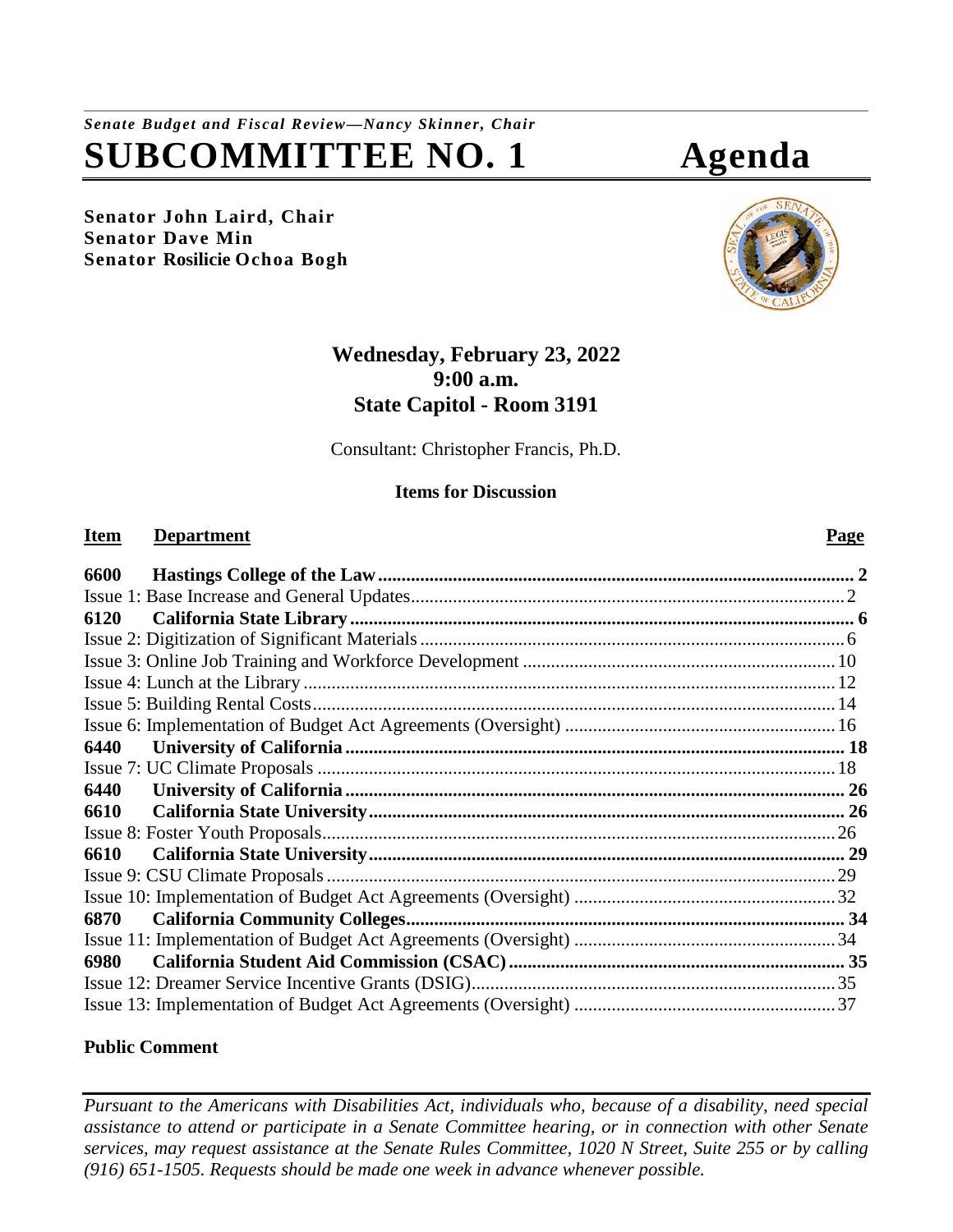*Senate Budget and Fiscal Review—Nancy Skinner, Chair*

# SUBCOMMITTEE NO. 1 Agenda

**Senator John Laird, Chair**
**Senator Dave Min**
**Senator Rosilicie Ochoa Bogh**

## Wednesday, February 23, 2022
## 9:00 a.m.
## State Capitol - Room 3191

Consultant: Christopher Francis, Ph.D.

**Items for Discussion**

| Item | Department | Page |
|---|---|---|
| **6600** | **Hastings College of the Law** | **2** |
| Issue 1: Base Increase and General Updates | | 2 |
| **6120** | **California State Library** | **6** |
| Issue 2: Digitization of Significant Materials | | 6 |
| Issue 3: Online Job Training and Workforce Development | | 10 |
| Issue 4: Lunch at the Library | | 12 |
| Issue 5: Building Rental Costs | | 14 |
| Issue 6: Implementation of Budget Act Agreements (Oversight) | | 16 |
| **6440** | **University of California** | **18** |
| Issue 7: UC Climate Proposals | | 18 |
| **6440** | **University of California** | **26** |
| **6610** | **California State University** | **26** |
| Issue 8: Foster Youth Proposals | | 26 |
| **6610** | **California State University** | **29** |
| Issue 9: CSU Climate Proposals | | 29 |
| Issue 10: Implementation of Budget Act Agreements (Oversight) | | 32 |
| **6870** | **California Community Colleges** | **34** |
| Issue 11: Implementation of Budget Act Agreements (Oversight) | | 34 |
| **6980** | **California Student Aid Commission (CSAC)** | **35** |
| Issue 12: Dreamer Service Incentive Grants (DSIG) | | 35 |
| Issue 13: Implementation of Budget Act Agreements (Oversight) | | 37 |

**Public Comment**

*Pursuant to the Americans with Disabilities Act, individuals who, because of a disability, need special assistance to attend or participate in a Senate Committee hearing, or in connection with other Senate services, may request assistance at the Senate Rules Committee, 1020 N Street, Suite 255 or by calling (916) 651-1505. Requests should be made one week in advance whenever possible.*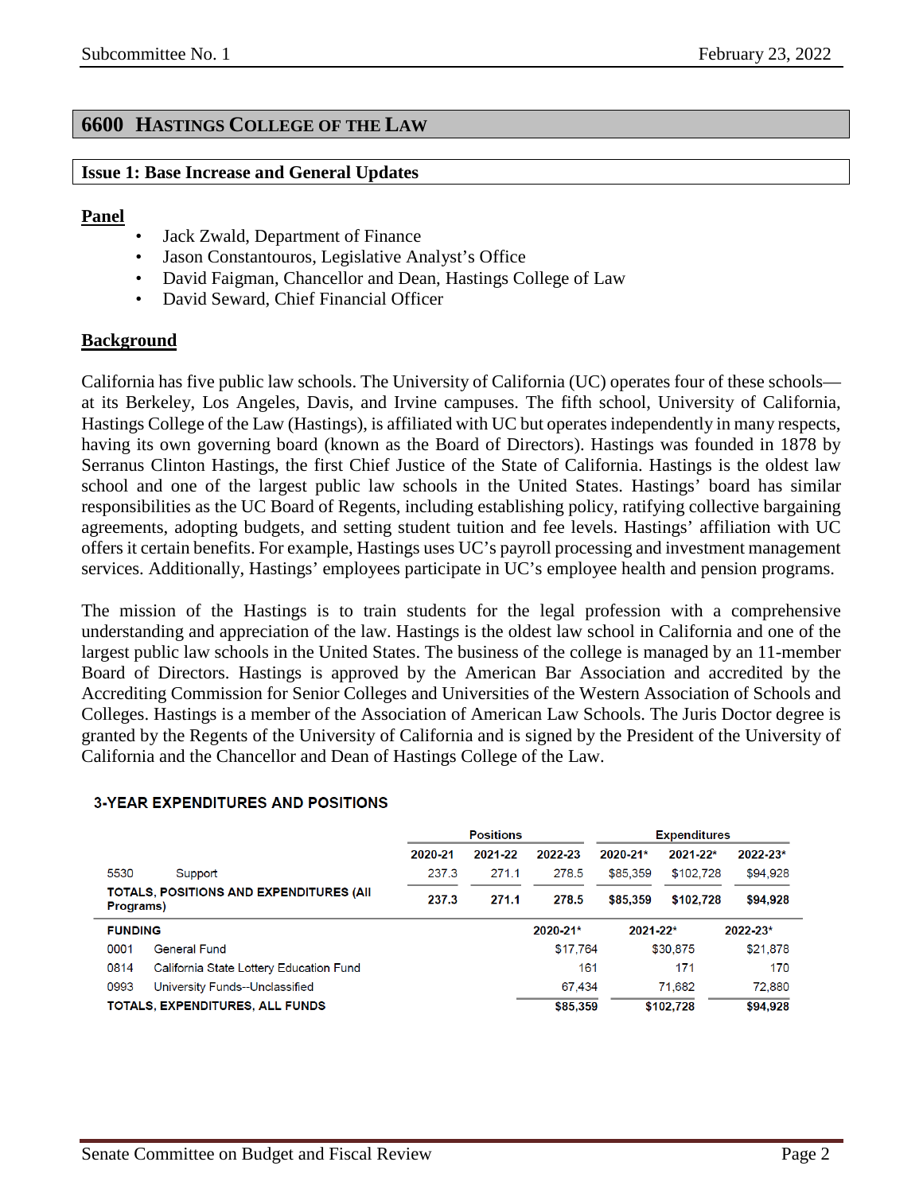## 6600 HASTINGS COLLEGE OF THE LAW

### Issue 1: Base Increase and General Updates

**Panel**

- Jack Zwald, Department of Finance
- Jason Constantouros, Legislative Analyst's Office
- David Faigman, Chancellor and Dean, Hastings College of Law
- David Seward, Chief Financial Officer

**Background**

California has five public law schools. The University of California (UC) operates four of these schools—at its Berkeley, Los Angeles, Davis, and Irvine campuses. The fifth school, University of California, Hastings College of the Law (Hastings), is affiliated with UC but operates independently in many respects, having its own governing board (known as the Board of Directors). Hastings was founded in 1878 by Serranus Clinton Hastings, the first Chief Justice of the State of California. Hastings is the oldest law school and one of the largest public law schools in the United States. Hastings' board has similar responsibilities as the UC Board of Regents, including establishing policy, ratifying collective bargaining agreements, adopting budgets, and setting student tuition and fee levels. Hastings' affiliation with UC offers it certain benefits. For example, Hastings uses UC's payroll processing and investment management services. Additionally, Hastings' employees participate in UC's employee health and pension programs.

The mission of the Hastings is to train students for the legal profession with a comprehensive understanding and appreciation of the law. Hastings is the oldest law school in California and one of the largest public law schools in the United States. The business of the college is managed by an 11-member Board of Directors. Hastings is approved by the American Bar Association and accredited by the Accrediting Commission for Senior Colleges and Universities of the Western Association of Schools and Colleges. Hastings is a member of the Association of American Law Schools. The Juris Doctor degree is granted by the Regents of the University of California and is signed by the President of the University of California and the Chancellor and Dean of Hastings College of the Law.

**3-YEAR EXPENDITURES AND POSITIONS**

| | | Positions | | | Expenditures | | |
|---|---|---|---|---|---|---|---|
| | | 2020-21 | 2021-22 | 2022-23 | 2020-21* | 2021-22* | 2022-23* |
| 5530 | Support | 237.3 | 271.1 | 278.5 | $85,359 | $102,728 | $94,928 |
| **TOTALS, POSITIONS AND EXPENDITURES (All Programs)** | | **237.3** | **271.1** | **278.5** | **$85,359** | **$102,728** | **$94,928** |

| FUNDING | | 2020-21* | 2021-22* | 2022-23* |
|---|---|---|---|---|
| 0001 | General Fund | $17,764 | $30,875 | $21,878 |
| 0814 | California State Lottery Education Fund | 161 | 171 | 170 |
| 0993 | University Funds--Unclassified | 67,434 | 71,682 | 72,880 |
| **TOTALS, EXPENDITURES, ALL FUNDS** | | **$85,359** | **$102,728** | **$94,928** |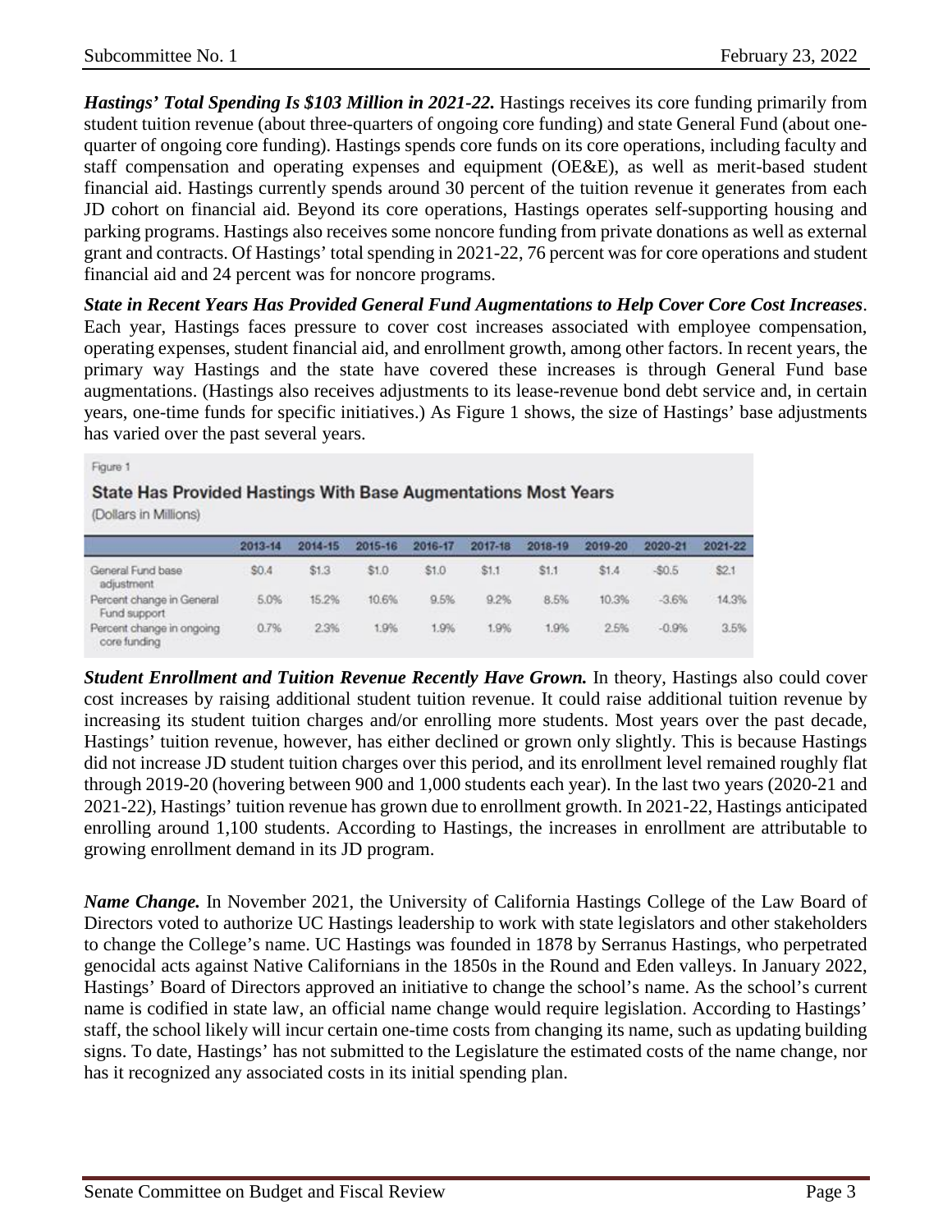***Hastings' Total Spending Is $103 Million in 2021-22.*** Hastings receives its core funding primarily from student tuition revenue (about three-quarters of ongoing core funding) and state General Fund (about one-quarter of ongoing core funding). Hastings spends core funds on its core operations, including faculty and staff compensation and operating expenses and equipment (OE&E), as well as merit-based student financial aid. Hastings currently spends around 30 percent of the tuition revenue it generates from each JD cohort on financial aid. Beyond its core operations, Hastings operates self-supporting housing and parking programs. Hastings also receives some noncore funding from private donations as well as external grant and contracts. Of Hastings' total spending in 2021-22, 76 percent was for core operations and student financial aid and 24 percent was for noncore programs.

***State in Recent Years Has Provided General Fund Augmentations to Help Cover Core Cost Increases***. Each year, Hastings faces pressure to cover cost increases associated with employee compensation, operating expenses, student financial aid, and enrollment growth, among other factors. In recent years, the primary way Hastings and the state have covered these increases is through General Fund base augmentations. (Hastings also receives adjustments to its lease-revenue bond debt service and, in certain years, one-time funds for specific initiatives.) As Figure 1 shows, the size of Hastings' base adjustments has varied over the past several years.

Figure 1

**State Has Provided Hastings With Base Augmentations Most Years**

(Dollars in Millions)

| | 2013-14 | 2014-15 | 2015-16 | 2016-17 | 2017-18 | 2018-19 | 2019-20 | 2020-21 | 2021-22 |
|---|---|---|---|---|---|---|---|---|---|
| General Fund base adjustment | $0.4 | $1.3 | $1.0 | $1.0 | $1.1 | $1.1 | $1.4 | -$0.5 | $2.1 |
| Percent change in General Fund support | 5.0% | 15.2% | 10.6% | 9.5% | 9.2% | 8.5% | 10.3% | -3.6% | 14.3% |
| Percent change in ongoing core funding | 0.7% | 2.3% | 1.9% | 1.9% | 1.9% | 1.9% | 2.5% | -0.9% | 3.5% |

***Student Enrollment and Tuition Revenue Recently Have Grown.*** In theory, Hastings also could cover cost increases by raising additional student tuition revenue. It could raise additional tuition revenue by increasing its student tuition charges and/or enrolling more students. Most years over the past decade, Hastings' tuition revenue, however, has either declined or grown only slightly. This is because Hastings did not increase JD student tuition charges over this period, and its enrollment level remained roughly flat through 2019-20 (hovering between 900 and 1,000 students each year). In the last two years (2020-21 and 2021-22), Hastings' tuition revenue has grown due to enrollment growth. In 2021-22, Hastings anticipated enrolling around 1,100 students. According to Hastings, the increases in enrollment are attributable to growing enrollment demand in its JD program.

***Name Change.*** In November 2021, the University of California Hastings College of the Law Board of Directors voted to authorize UC Hastings leadership to work with state legislators and other stakeholders to change the College's name. UC Hastings was founded in 1878 by Serranus Hastings, who perpetrated genocidal acts against Native Californians in the 1850s in the Round and Eden valleys. In January 2022, Hastings' Board of Directors approved an initiative to change the school's name. As the school's current name is codified in state law, an official name change would require legislation. According to Hastings' staff, the school likely will incur certain one-time costs from changing its name, such as updating building signs. To date, Hastings' has not submitted to the Legislature the estimated costs of the name change, nor has it recognized any associated costs in its initial spending plan.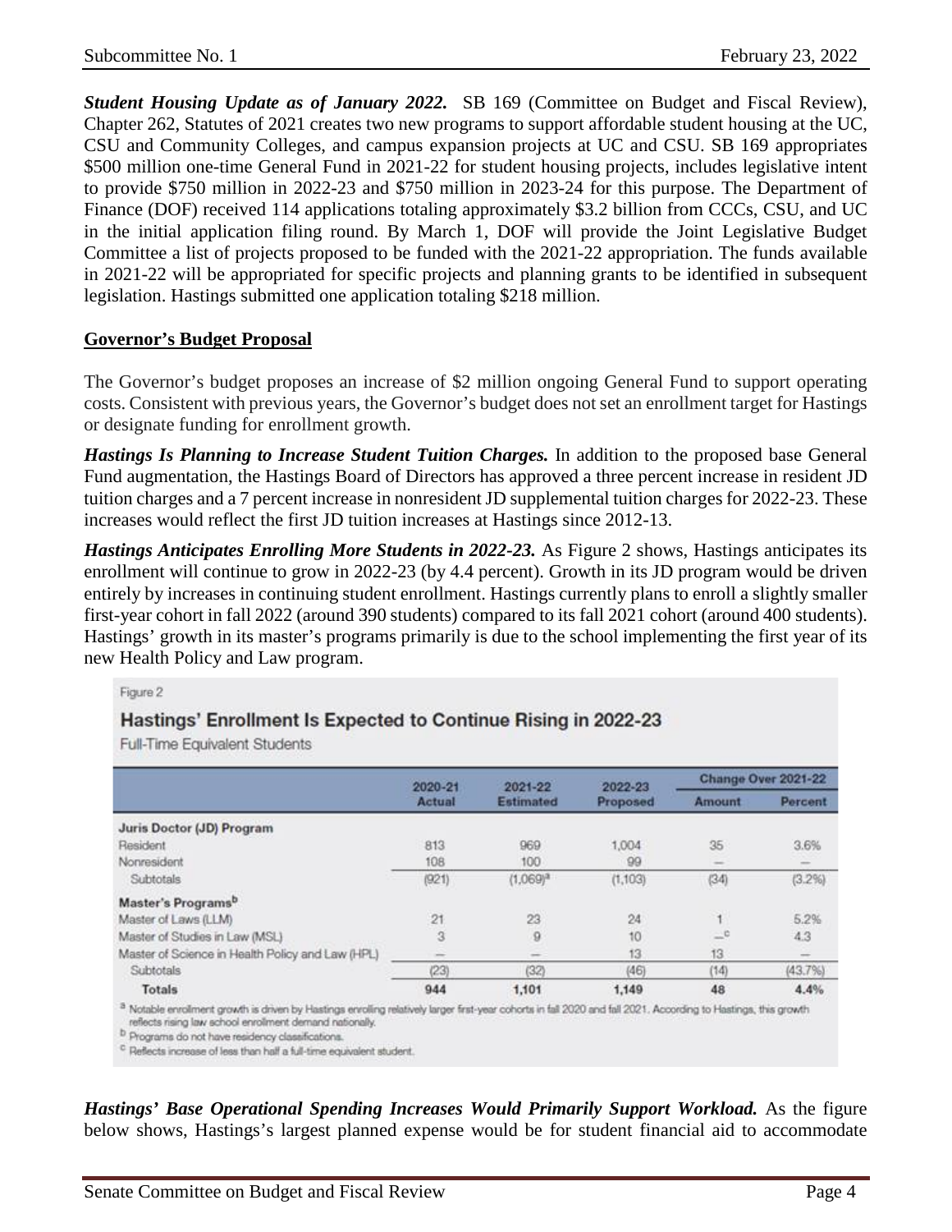***Student Housing Update as of January 2022.*** SB 169 (Committee on Budget and Fiscal Review), Chapter 262, Statutes of 2021 creates two new programs to support affordable student housing at the UC, CSU and Community Colleges, and campus expansion projects at UC and CSU. SB 169 appropriates $500 million one-time General Fund in 2021-22 for student housing projects, includes legislative intent to provide $750 million in 2022-23 and $750 million in 2023-24 for this purpose. The Department of Finance (DOF) received 114 applications totaling approximately $3.2 billion from CCCs, CSU, and UC in the initial application filing round. By March 1, DOF will provide the Joint Legislative Budget Committee a list of projects proposed to be funded with the 2021-22 appropriation. The funds available in 2021-22 will be appropriated for specific projects and planning grants to be identified in subsequent legislation. Hastings submitted one application totaling $218 million.

**Governor's Budget Proposal**

The Governor's budget proposes an increase of $2 million ongoing General Fund to support operating costs. Consistent with previous years, the Governor's budget does not set an enrollment target for Hastings or designate funding for enrollment growth.

***Hastings Is Planning to Increase Student Tuition Charges.*** In addition to the proposed base General Fund augmentation, the Hastings Board of Directors has approved a three percent increase in resident JD tuition charges and a 7 percent increase in nonresident JD supplemental tuition charges for 2022-23. These increases would reflect the first JD tuition increases at Hastings since 2012-13.

***Hastings Anticipates Enrolling More Students in 2022-23.*** As Figure 2 shows, Hastings anticipates its enrollment will continue to grow in 2022-23 (by 4.4 percent). Growth in its JD program would be driven entirely by increases in continuing student enrollment. Hastings currently plans to enroll a slightly smaller first-year cohort in fall 2022 (around 390 students) compared to its fall 2021 cohort (around 400 students). Hastings' growth in its master's programs primarily is due to the school implementing the first year of its new Health Policy and Law program.

Figure 2

**Hastings' Enrollment Is Expected to Continue Rising in 2022-23**

Full-Time Equivalent Students

| | 2020-21 Actual | 2021-22 Estimated | 2022-23 Proposed | Change Over 2021-22 | |
|---|---|---|---|---|---|
| | | | | Amount | Percent |
| **Juris Doctor (JD) Program** | | | | | |
| Resident | 813 | 969 | 1,004 | 35 | 3.6% |
| Nonresident | 108 | 100 | 99 | — | — |
| Subtotals | (921) | (1,069)[a] | (1,103) | (34) | (3.2%) |
| **Master's Programs**[b] | | | | | |
| Master of Laws (LLM) | 21 | 23 | 24 | 1 | 5.2% |
| Master of Studies in Law (MSL) | 3 | 9 | 10 | —[c] | 4.3 |
| Master of Science in Health Policy and Law (HPL) | — | — | 13 | 13 | — |
| Subtotals | (23) | (32) | (46) | (14) | (43.7%) |
| **Totals** | **944** | **1,101** | **1,149** | **48** | **4.4%** |

[a] Notable enrollment growth is driven by Hastings enrolling relatively larger first-year cohorts in fall 2020 and fall 2021. According to Hastings, this growth reflects rising law school enrollment demand nationally.

[b] Programs do not have residency classifications.

[c] Reflects increase of less than half a full-time equivalent student.

***Hastings' Base Operational Spending Increases Would Primarily Support Workload.*** As the figure below shows, Hastings's largest planned expense would be for student financial aid to accommodate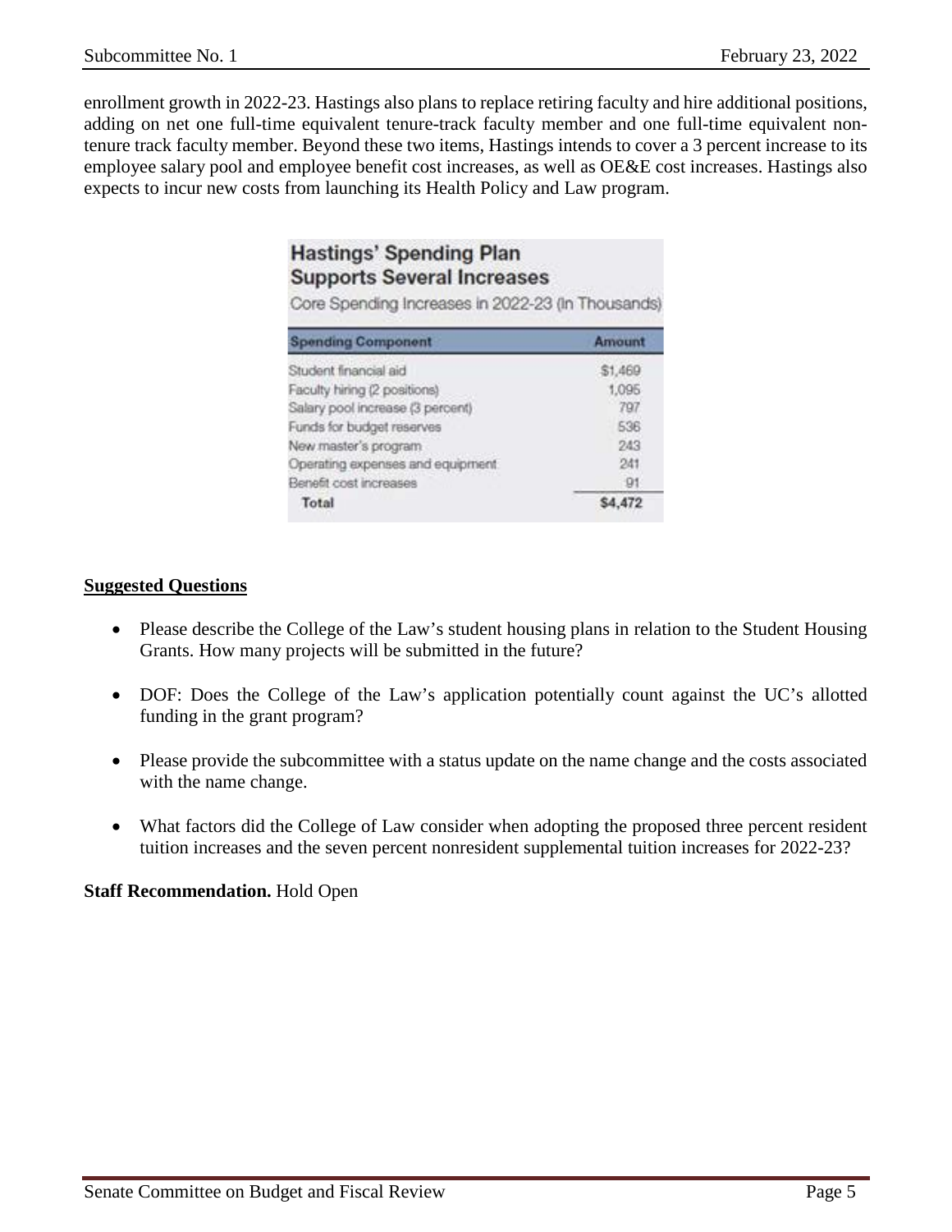enrollment growth in 2022-23. Hastings also plans to replace retiring faculty and hire additional positions, adding on net one full-time equivalent tenure-track faculty member and one full-time equivalent non-tenure track faculty member. Beyond these two items, Hastings intends to cover a 3 percent increase to its employee salary pool and employee benefit cost increases, as well as OE&E cost increases. Hastings also expects to incur new costs from launching its Health Policy and Law program.

**Hastings' Spending Plan Supports Several Increases**

Core Spending Increases in 2022-23 (In Thousands)

| Spending Component | Amount |
|---|---|
| Student financial aid | $1,469 |
| Faculty hiring (2 positions) | 1,095 |
| Salary pool increase (3 percent) | 797 |
| Funds for budget reserves | 536 |
| New master's program | 243 |
| Operating expenses and equipment | 241 |
| Benefit cost increases | 91 |
| **Total** | **$4,472** |

**Suggested Questions**

- Please describe the College of the Law's student housing plans in relation to the Student Housing Grants. How many projects will be submitted in the future?
- DOF: Does the College of the Law's application potentially count against the UC's allotted funding in the grant program?
- Please provide the subcommittee with a status update on the name change and the costs associated with the name change.
- What factors did the College of Law consider when adopting the proposed three percent resident tuition increases and the seven percent nonresident supplemental tuition increases for 2022-23?

**Staff Recommendation.** Hold Open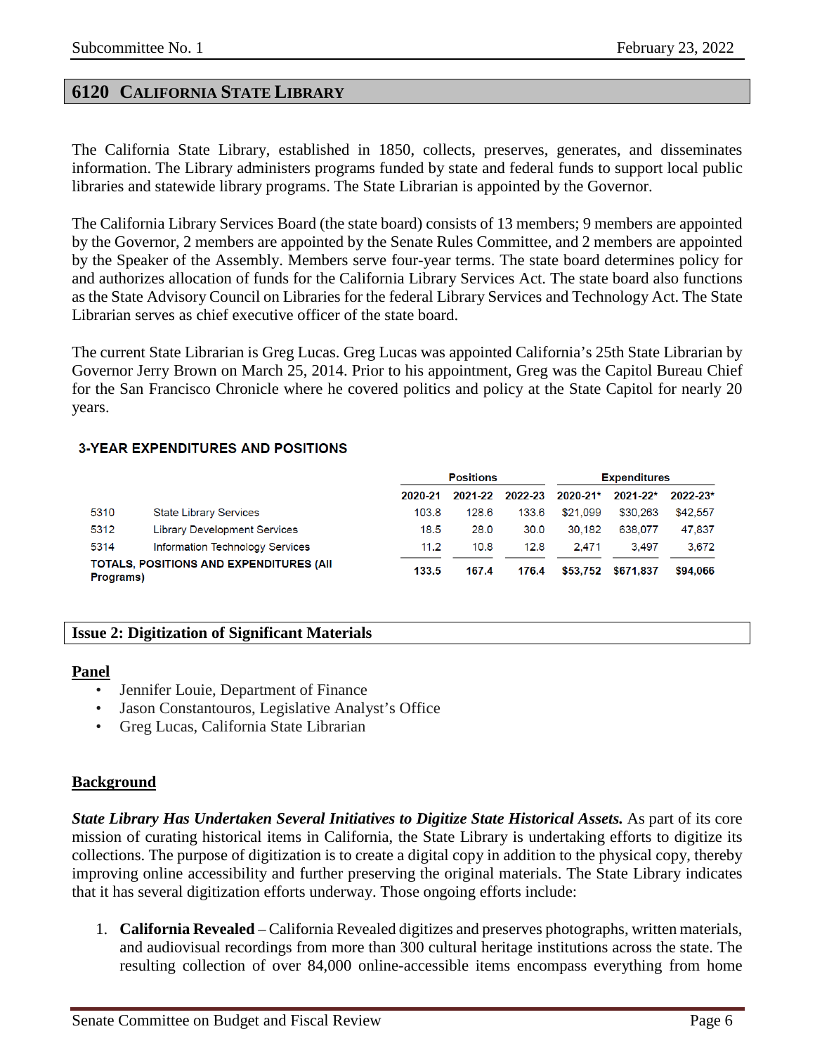## 6120 CALIFORNIA STATE LIBRARY

The California State Library, established in 1850, collects, preserves, generates, and disseminates information. The Library administers programs funded by state and federal funds to support local public libraries and statewide library programs. The State Librarian is appointed by the Governor.

The California Library Services Board (the state board) consists of 13 members; 9 members are appointed by the Governor, 2 members are appointed by the Senate Rules Committee, and 2 members are appointed by the Speaker of the Assembly. Members serve four-year terms. The state board determines policy for and authorizes allocation of funds for the California Library Services Act. The state board also functions as the State Advisory Council on Libraries for the federal Library Services and Technology Act. The State Librarian serves as chief executive officer of the state board.

The current State Librarian is Greg Lucas. Greg Lucas was appointed California's 25th State Librarian by Governor Jerry Brown on March 25, 2014. Prior to his appointment, Greg was the Capitol Bureau Chief for the San Francisco Chronicle where he covered politics and policy at the State Capitol for nearly 20 years.

**3-YEAR EXPENDITURES AND POSITIONS**

| | | Positions | | | Expenditures | | |
|---|---|---|---|---|---|---|---|
| | | 2020-21 | 2021-22 | 2022-23 | 2020-21* | 2021-22* | 2022-23* |
| 5310 | State Library Services | 103.8 | 128.6 | 133.6 | $21,099 | $30,263 | $42,557 |
| 5312 | Library Development Services | 18.5 | 28.0 | 30.0 | 30,182 | 638,077 | 47,837 |
| 5314 | Information Technology Services | 11.2 | 10.8 | 12.8 | 2,471 | 3,497 | 3,672 |
| **TOTALS, POSITIONS AND EXPENDITURES (All Programs)** | | **133.5** | **167.4** | **176.4** | **$53,752** | **$671,837** | **$94,066** |

### Issue 2: Digitization of Significant Materials

**Panel**

- Jennifer Louie, Department of Finance
- Jason Constantouros, Legislative Analyst's Office
- Greg Lucas, California State Librarian

**Background**

***State Library Has Undertaken Several Initiatives to Digitize State Historical Assets.*** As part of its core mission of curating historical items in California, the State Library is undertaking efforts to digitize its collections. The purpose of digitization is to create a digital copy in addition to the physical copy, thereby improving online accessibility and further preserving the original materials. The State Library indicates that it has several digitization efforts underway. Those ongoing efforts include:

1. **California Revealed** – California Revealed digitizes and preserves photographs, written materials, and audiovisual recordings from more than 300 cultural heritage institutions across the state. The resulting collection of over 84,000 online-accessible items encompass everything from home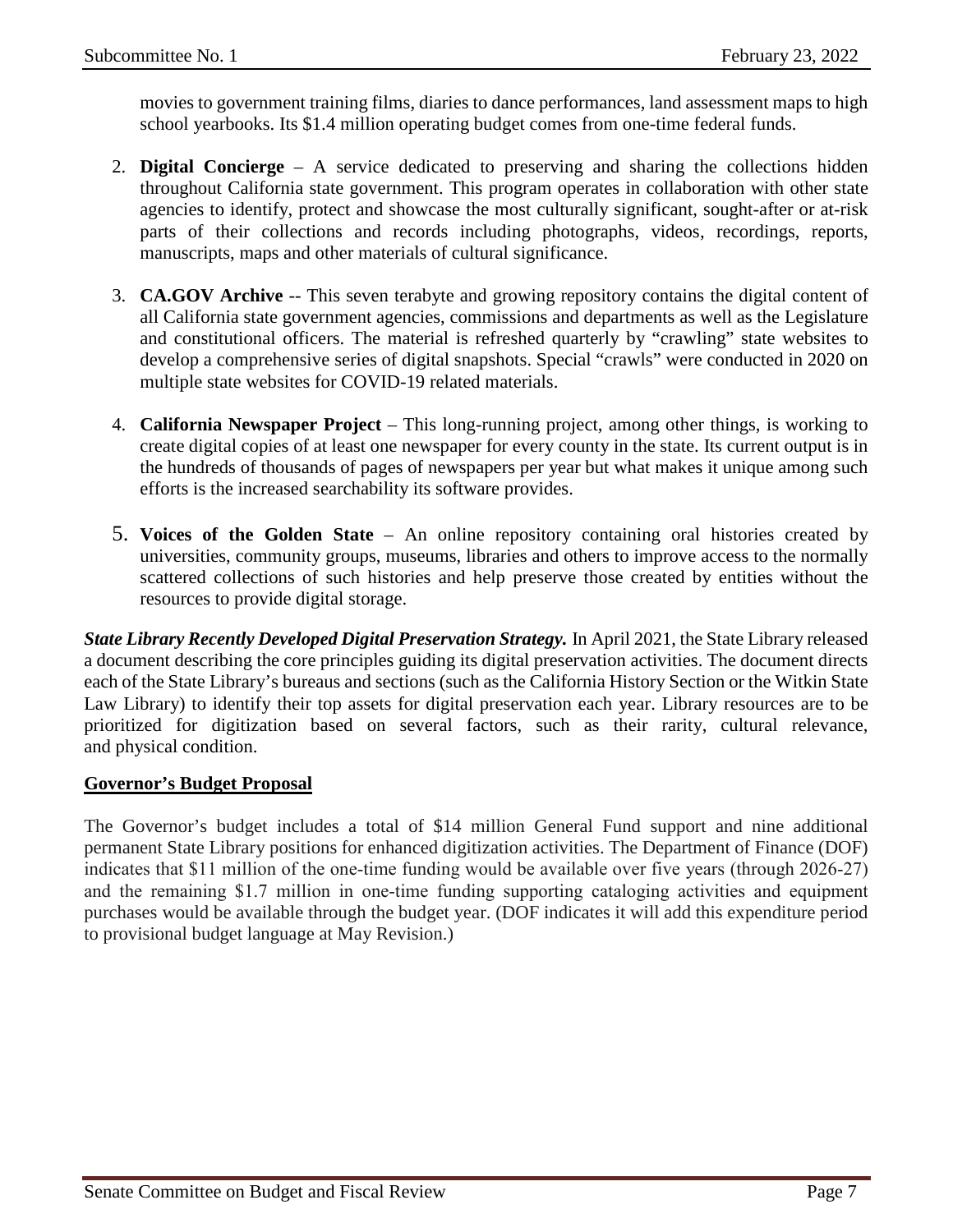movies to government training films, diaries to dance performances, land assessment maps to high school yearbooks. Its $1.4 million operating budget comes from one-time federal funds.

2. **Digital Concierge** – A service dedicated to preserving and sharing the collections hidden throughout California state government. This program operates in collaboration with other state agencies to identify, protect and showcase the most culturally significant, sought-after or at-risk parts of their collections and records including photographs, videos, recordings, reports, manuscripts, maps and other materials of cultural significance.

3. **CA.GOV Archive** -- This seven terabyte and growing repository contains the digital content of all California state government agencies, commissions and departments as well as the Legislature and constitutional officers. The material is refreshed quarterly by "crawling" state websites to develop a comprehensive series of digital snapshots. Special "crawls" were conducted in 2020 on multiple state websites for COVID-19 related materials.

4. **California Newspaper Project** – This long-running project, among other things, is working to create digital copies of at least one newspaper for every county in the state. Its current output is in the hundreds of thousands of pages of newspapers per year but what makes it unique among such efforts is the increased searchability its software provides.

5. **Voices of the Golden State** – An online repository containing oral histories created by universities, community groups, museums, libraries and others to improve access to the normally scattered collections of such histories and help preserve those created by entities without the resources to provide digital storage.

***State Library Recently Developed Digital Preservation Strategy.*** In April 2021, the State Library released a document describing the core principles guiding its digital preservation activities. The document directs each of the State Library's bureaus and sections (such as the California History Section or the Witkin State Law Library) to identify their top assets for digital preservation each year. Library resources are to be prioritized for digitization based on several factors, such as their rarity, cultural relevance, and physical condition.

**Governor's Budget Proposal**

The Governor's budget includes a total of $14 million General Fund support and nine additional permanent State Library positions for enhanced digitization activities. The Department of Finance (DOF) indicates that $11 million of the one-time funding would be available over five years (through 2026-27) and the remaining $1.7 million in one-time funding supporting cataloging activities and equipment purchases would be available through the budget year. (DOF indicates it will add this expenditure period to provisional budget language at May Revision.)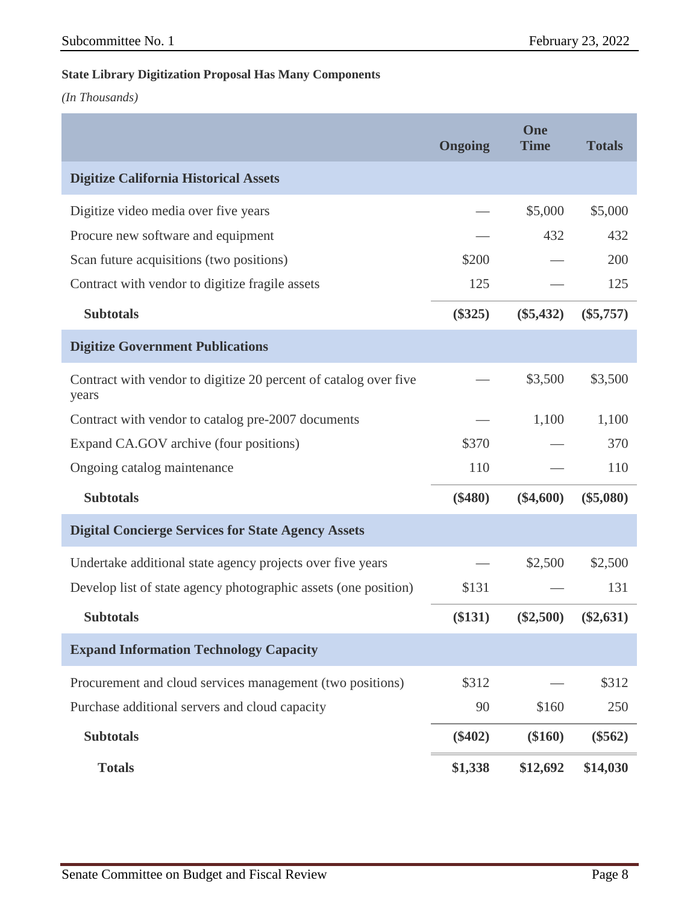**State Library Digitization Proposal Has Many Components**

*(In Thousands)*

| | Ongoing | One Time | Totals |
|---|---|---|---|
| **Digitize California Historical Assets** | | | |
| Digitize video media over five years | — | $5,000 | $5,000 |
| Procure new software and equipment | — | 432 | 432 |
| Scan future acquisitions (two positions) | $200 | — | 200 |
| Contract with vendor to digitize fragile assets | 125 | — | 125 |
| **Subtotals** | **($325)** | **($5,432)** | **($5,757)** |
| **Digitize Government Publications** | | | |
| Contract with vendor to digitize 20 percent of catalog over five years | — | $3,500 | $3,500 |
| Contract with vendor to catalog pre-2007 documents | — | 1,100 | 1,100 |
| Expand CA.GOV archive (four positions) | $370 | — | 370 |
| Ongoing catalog maintenance | 110 | — | 110 |
| **Subtotals** | **($480)** | **($4,600)** | **($5,080)** |
| **Digital Concierge Services for State Agency Assets** | | | |
| Undertake additional state agency projects over five years | — | $2,500 | $2,500 |
| Develop list of state agency photographic assets (one position) | $131 | — | 131 |
| **Subtotals** | **($131)** | **($2,500)** | **($2,631)** |
| **Expand Information Technology Capacity** | | | |
| Procurement and cloud services management (two positions) | $312 | — | $312 |
| Purchase additional servers and cloud capacity | 90 | $160 | 250 |
| **Subtotals** | **($402)** | **($160)** | **($562)** |
| **Totals** | **$1,338** | **$12,692** | **$14,030** |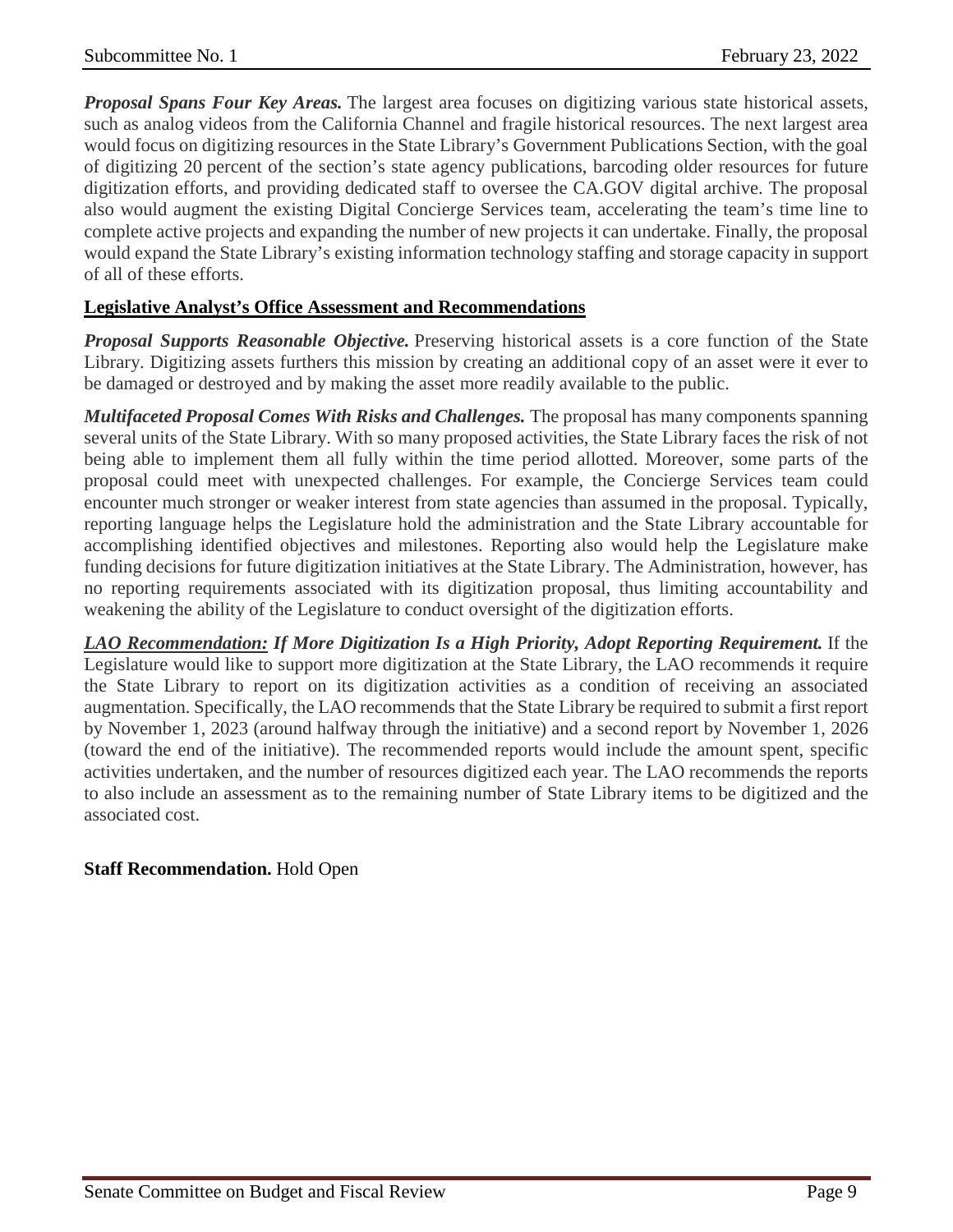***Proposal Spans Four Key Areas.*** The largest area focuses on digitizing various state historical assets, such as analog videos from the California Channel and fragile historical resources. The next largest area would focus on digitizing resources in the State Library's Government Publications Section, with the goal of digitizing 20 percent of the section's state agency publications, barcoding older resources for future digitization efforts, and providing dedicated staff to oversee the CA.GOV digital archive. The proposal also would augment the existing Digital Concierge Services team, accelerating the team's time line to complete active projects and expanding the number of new projects it can undertake. Finally, the proposal would expand the State Library's existing information technology staffing and storage capacity in support of all of these efforts.

**Legislative Analyst's Office Assessment and Recommendations**

***Proposal Supports Reasonable Objective.*** Preserving historical assets is a core function of the State Library. Digitizing assets furthers this mission by creating an additional copy of an asset were it ever to be damaged or destroyed and by making the asset more readily available to the public.

***Multifaceted Proposal Comes With Risks and Challenges.*** The proposal has many components spanning several units of the State Library. With so many proposed activities, the State Library faces the risk of not being able to implement them all fully within the time period allotted. Moreover, some parts of the proposal could meet with unexpected challenges. For example, the Concierge Services team could encounter much stronger or weaker interest from state agencies than assumed in the proposal. Typically, reporting language helps the Legislature hold the administration and the State Library accountable for accomplishing identified objectives and milestones. Reporting also would help the Legislature make funding decisions for future digitization initiatives at the State Library. The Administration, however, has no reporting requirements associated with its digitization proposal, thus limiting accountability and weakening the ability of the Legislature to conduct oversight of the digitization efforts.

***LAO Recommendation: If More Digitization Is a High Priority, Adopt Reporting Requirement.*** If the Legislature would like to support more digitization at the State Library, the LAO recommends it require the State Library to report on its digitization activities as a condition of receiving an associated augmentation. Specifically, the LAO recommends that the State Library be required to submit a first report by November 1, 2023 (around halfway through the initiative) and a second report by November 1, 2026 (toward the end of the initiative). The recommended reports would include the amount spent, specific activities undertaken, and the number of resources digitized each year. The LAO recommends the reports to also include an assessment as to the remaining number of State Library items to be digitized and the associated cost.

**Staff Recommendation.** Hold Open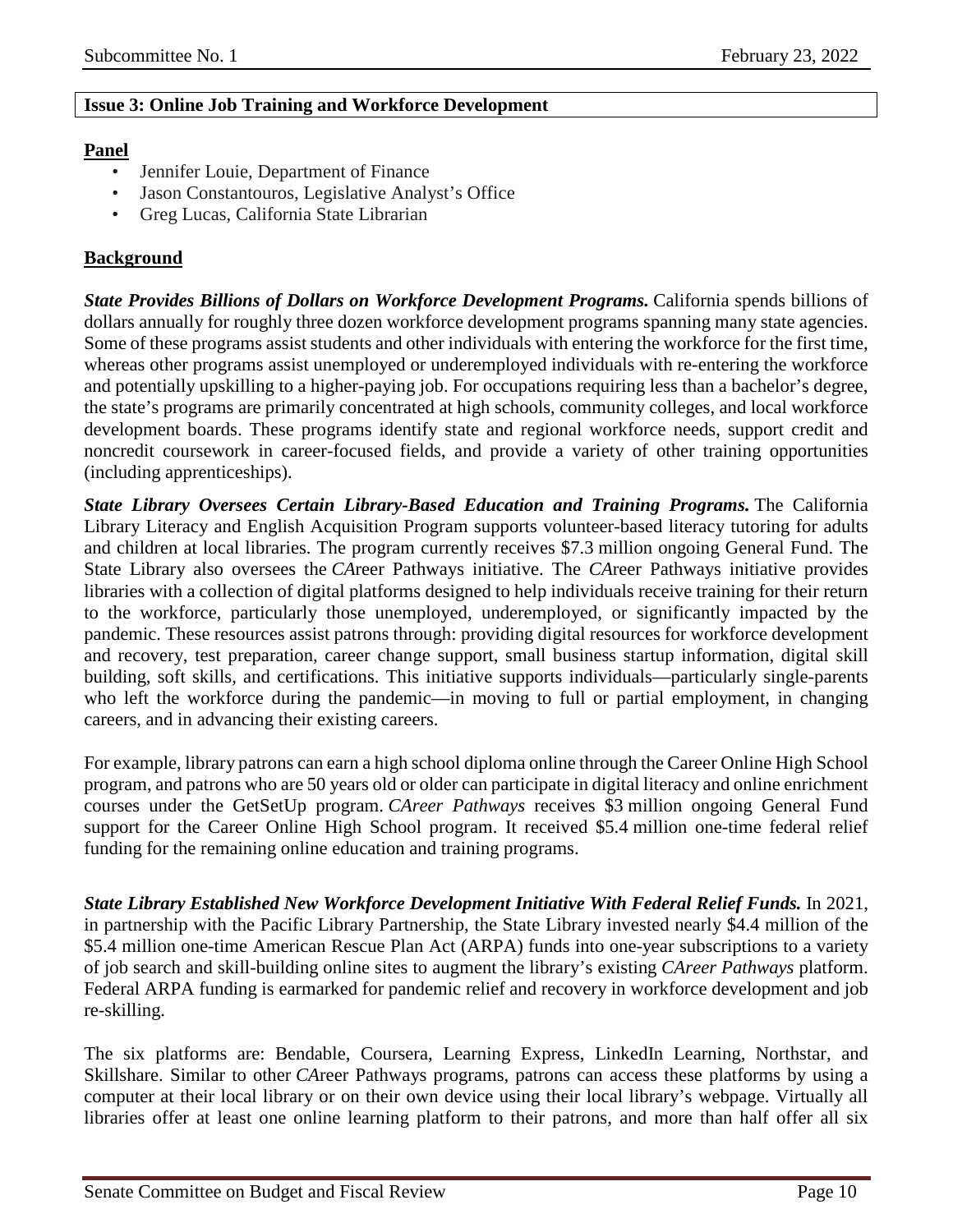## Issue 3: Online Job Training and Workforce Development

**Panel**

- Jennifer Louie, Department of Finance
- Jason Constantouros, Legislative Analyst's Office
- Greg Lucas, California State Librarian

**Background**

***State Provides Billions of Dollars on Workforce Development Programs.*** California spends billions of dollars annually for roughly three dozen workforce development programs spanning many state agencies. Some of these programs assist students and other individuals with entering the workforce for the first time, whereas other programs assist unemployed or underemployed individuals with re-entering the workforce and potentially upskilling to a higher-paying job. For occupations requiring less than a bachelor's degree, the state's programs are primarily concentrated at high schools, community colleges, and local workforce development boards. These programs identify state and regional workforce needs, support credit and noncredit coursework in career-focused fields, and provide a variety of other training opportunities (including apprenticeships).

***State Library Oversees Certain Library-Based Education and Training Programs.*** The California Library Literacy and English Acquisition Program supports volunteer-based literacy tutoring for adults and children at local libraries. The program currently receives $7.3 million ongoing General Fund. The State Library also oversees the *CA*reer Pathways initiative. The *CA*reer Pathways initiative provides libraries with a collection of digital platforms designed to help individuals receive training for their return to the workforce, particularly those unemployed, underemployed, or significantly impacted by the pandemic. These resources assist patrons through: providing digital resources for workforce development and recovery, test preparation, career change support, small business startup information, digital skill building, soft skills, and certifications. This initiative supports individuals—particularly single-parents who left the workforce during the pandemic—in moving to full or partial employment, in changing careers, and in advancing their existing careers.

For example, library patrons can earn a high school diploma online through the Career Online High School program, and patrons who are 50 years old or older can participate in digital literacy and online enrichment courses under the GetSetUp program. *CAreer Pathways* receives $3 million ongoing General Fund support for the Career Online High School program. It received $5.4 million one-time federal relief funding for the remaining online education and training programs.

***State Library Established New Workforce Development Initiative With Federal Relief Funds.*** In 2021, in partnership with the Pacific Library Partnership, the State Library invested nearly $4.4 million of the $5.4 million one-time American Rescue Plan Act (ARPA) funds into one-year subscriptions to a variety of job search and skill-building online sites to augment the library's existing *CAreer Pathways* platform. Federal ARPA funding is earmarked for pandemic relief and recovery in workforce development and job re-skilling.

The six platforms are: Bendable, Coursera, Learning Express, LinkedIn Learning, Northstar, and Skillshare. Similar to other *CA*reer Pathways programs, patrons can access these platforms by using a computer at their local library or on their own device using their local library's webpage. Virtually all libraries offer at least one online learning platform to their patrons, and more than half offer all six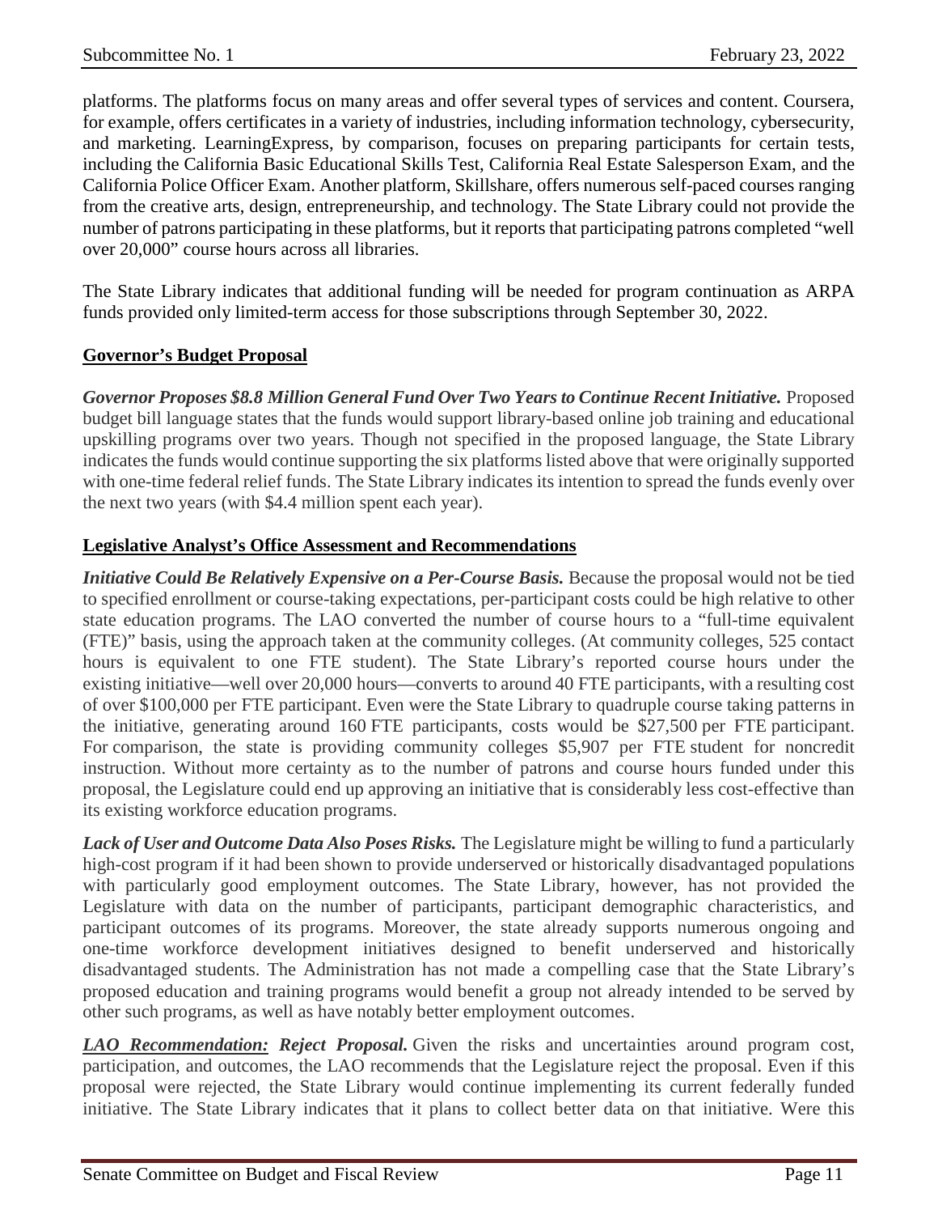platforms. The platforms focus on many areas and offer several types of services and content. Coursera, for example, offers certificates in a variety of industries, including information technology, cybersecurity, and marketing. LearningExpress, by comparison, focuses on preparing participants for certain tests, including the California Basic Educational Skills Test, California Real Estate Salesperson Exam, and the California Police Officer Exam. Another platform, Skillshare, offers numerous self-paced courses ranging from the creative arts, design, entrepreneurship, and technology. The State Library could not provide the number of patrons participating in these platforms, but it reports that participating patrons completed "well over 20,000" course hours across all libraries.

The State Library indicates that additional funding will be needed for program continuation as ARPA funds provided only limited-term access for those subscriptions through September 30, 2022.

## Governor's Budget Proposal

***Governor Proposes $8.8 Million General Fund Over Two Years to Continue Recent Initiative.*** Proposed budget bill language states that the funds would support library-based online job training and educational upskilling programs over two years. Though not specified in the proposed language, the State Library indicates the funds would continue supporting the six platforms listed above that were originally supported with one-time federal relief funds. The State Library indicates its intention to spread the funds evenly over the next two years (with $4.4 million spent each year).

## Legislative Analyst's Office Assessment and Recommendations

***Initiative Could Be Relatively Expensive on a Per-Course Basis.*** Because the proposal would not be tied to specified enrollment or course-taking expectations, per-participant costs could be high relative to other state education programs. The LAO converted the number of course hours to a "full-time equivalent (FTE)" basis, using the approach taken at the community colleges. (At community colleges, 525 contact hours is equivalent to one FTE student). The State Library's reported course hours under the existing initiative—well over 20,000 hours—converts to around 40 FTE participants, with a resulting cost of over $100,000 per FTE participant. Even were the State Library to quadruple course taking patterns in the initiative, generating around 160 FTE participants, costs would be $27,500 per FTE participant. For comparison, the state is providing community colleges $5,907 per FTE student for noncredit instruction. Without more certainty as to the number of patrons and course hours funded under this proposal, the Legislature could end up approving an initiative that is considerably less cost-effective than its existing workforce education programs.

***Lack of User and Outcome Data Also Poses Risks.*** The Legislature might be willing to fund a particularly high-cost program if it had been shown to provide underserved or historically disadvantaged populations with particularly good employment outcomes. The State Library, however, has not provided the Legislature with data on the number of participants, participant demographic characteristics, and participant outcomes of its programs. Moreover, the state already supports numerous ongoing and one-time workforce development initiatives designed to benefit underserved and historically disadvantaged students. The Administration has not made a compelling case that the State Library's proposed education and training programs would benefit a group not already intended to be served by other such programs, as well as have notably better employment outcomes.

***<u>LAO Recommendation:</u> Reject Proposal.*** Given the risks and uncertainties around program cost, participation, and outcomes, the LAO recommends that the Legislature reject the proposal. Even if this proposal were rejected, the State Library would continue implementing its current federally funded initiative. The State Library indicates that it plans to collect better data on that initiative. Were this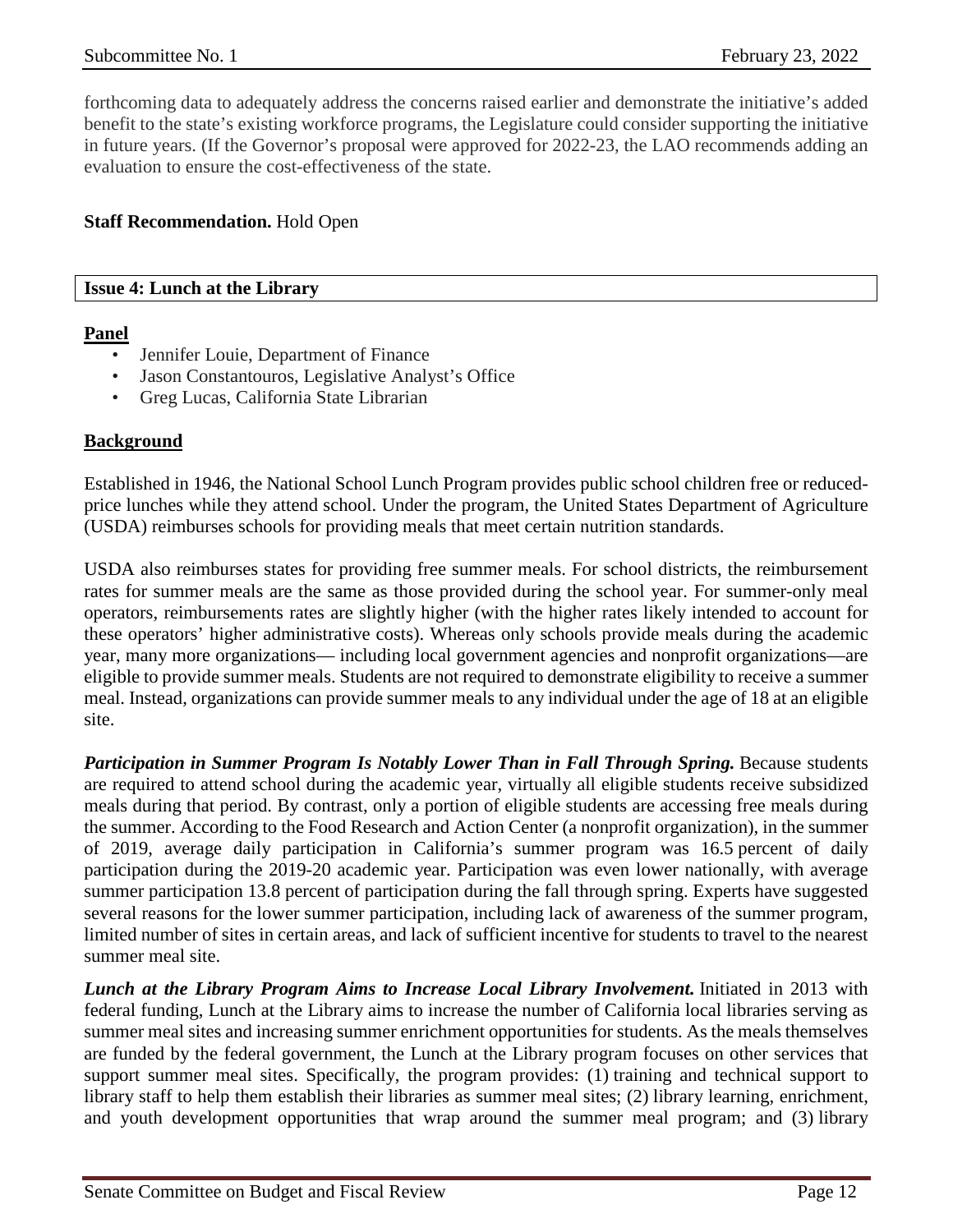forthcoming data to adequately address the concerns raised earlier and demonstrate the initiative's added benefit to the state's existing workforce programs, the Legislature could consider supporting the initiative in future years. (If the Governor's proposal were approved for 2022-23, the LAO recommends adding an evaluation to ensure the cost-effectiveness of the state.

**Staff Recommendation.** Hold Open

## Issue 4: Lunch at the Library

**Panel**

- Jennifer Louie, Department of Finance
- Jason Constantouros, Legislative Analyst's Office
- Greg Lucas, California State Librarian

**Background**

Established in 1946, the National School Lunch Program provides public school children free or reduced-price lunches while they attend school. Under the program, the United States Department of Agriculture (USDA) reimburses schools for providing meals that meet certain nutrition standards.

USDA also reimburses states for providing free summer meals. For school districts, the reimbursement rates for summer meals are the same as those provided during the school year. For summer-only meal operators, reimbursements rates are slightly higher (with the higher rates likely intended to account for these operators' higher administrative costs). Whereas only schools provide meals during the academic year, many more organizations— including local government agencies and nonprofit organizations—are eligible to provide summer meals. Students are not required to demonstrate eligibility to receive a summer meal. Instead, organizations can provide summer meals to any individual under the age of 18 at an eligible site.

***Participation in Summer Program Is Notably Lower Than in Fall Through Spring.*** Because students are required to attend school during the academic year, virtually all eligible students receive subsidized meals during that period. By contrast, only a portion of eligible students are accessing free meals during the summer. According to the Food Research and Action Center (a nonprofit organization), in the summer of 2019, average daily participation in California's summer program was 16.5 percent of daily participation during the 2019-20 academic year. Participation was even lower nationally, with average summer participation 13.8 percent of participation during the fall through spring. Experts have suggested several reasons for the lower summer participation, including lack of awareness of the summer program, limited number of sites in certain areas, and lack of sufficient incentive for students to travel to the nearest summer meal site.

***Lunch at the Library Program Aims to Increase Local Library Involvement.*** Initiated in 2013 with federal funding, Lunch at the Library aims to increase the number of California local libraries serving as summer meal sites and increasing summer enrichment opportunities for students. As the meals themselves are funded by the federal government, the Lunch at the Library program focuses on other services that support summer meal sites. Specifically, the program provides: (1) training and technical support to library staff to help them establish their libraries as summer meal sites; (2) library learning, enrichment, and youth development opportunities that wrap around the summer meal program; and (3) library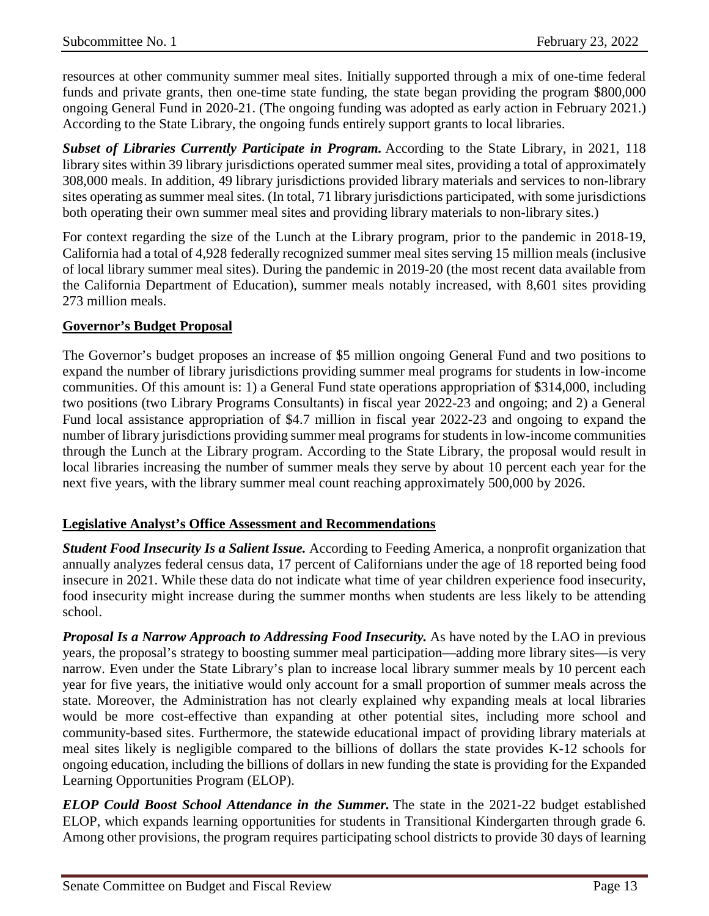resources at other community summer meal sites. Initially supported through a mix of one-time federal funds and private grants, then one-time state funding, the state began providing the program $800,000 ongoing General Fund in 2020-21. (The ongoing funding was adopted as early action in February 2021.) According to the State Library, the ongoing funds entirely support grants to local libraries.

***Subset of Libraries Currently Participate in Program.*** According to the State Library, in 2021, 118 library sites within 39 library jurisdictions operated summer meal sites, providing a total of approximately 308,000 meals. In addition, 49 library jurisdictions provided library materials and services to non-library sites operating as summer meal sites. (In total, 71 library jurisdictions participated, with some jurisdictions both operating their own summer meal sites and providing library materials to non-library sites.)

For context regarding the size of the Lunch at the Library program, prior to the pandemic in 2018-19, California had a total of 4,928 federally recognized summer meal sites serving 15 million meals (inclusive of local library summer meal sites). During the pandemic in 2019-20 (the most recent data available from the California Department of Education), summer meals notably increased, with 8,601 sites providing 273 million meals.

**Governor's Budget Proposal**

The Governor's budget proposes an increase of $5 million ongoing General Fund and two positions to expand the number of library jurisdictions providing summer meal programs for students in low-income communities. Of this amount is: 1) a General Fund state operations appropriation of $314,000, including two positions (two Library Programs Consultants) in fiscal year 2022-23 and ongoing; and 2) a General Fund local assistance appropriation of $4.7 million in fiscal year 2022-23 and ongoing to expand the number of library jurisdictions providing summer meal programs for students in low-income communities through the Lunch at the Library program. According to the State Library, the proposal would result in local libraries increasing the number of summer meals they serve by about 10 percent each year for the next five years, with the library summer meal count reaching approximately 500,000 by 2026.

**Legislative Analyst's Office Assessment and Recommendations**

***Student Food Insecurity Is a Salient Issue.*** According to Feeding America, a nonprofit organization that annually analyzes federal census data, 17 percent of Californians under the age of 18 reported being food insecure in 2021. While these data do not indicate what time of year children experience food insecurity, food insecurity might increase during the summer months when students are less likely to be attending school.

***Proposal Is a Narrow Approach to Addressing Food Insecurity.*** As have noted by the LAO in previous years, the proposal's strategy to boosting summer meal participation—adding more library sites—is very narrow. Even under the State Library's plan to increase local library summer meals by 10 percent each year for five years, the initiative would only account for a small proportion of summer meals across the state. Moreover, the Administration has not clearly explained why expanding meals at local libraries would be more cost-effective than expanding at other potential sites, including more school and community-based sites. Furthermore, the statewide educational impact of providing library materials at meal sites likely is negligible compared to the billions of dollars the state provides K-12 schools for ongoing education, including the billions of dollars in new funding the state is providing for the Expanded Learning Opportunities Program (ELOP).

***ELOP Could Boost School Attendance in the Summer.*** The state in the 2021-22 budget established ELOP, which expands learning opportunities for students in Transitional Kindergarten through grade 6. Among other provisions, the program requires participating school districts to provide 30 days of learning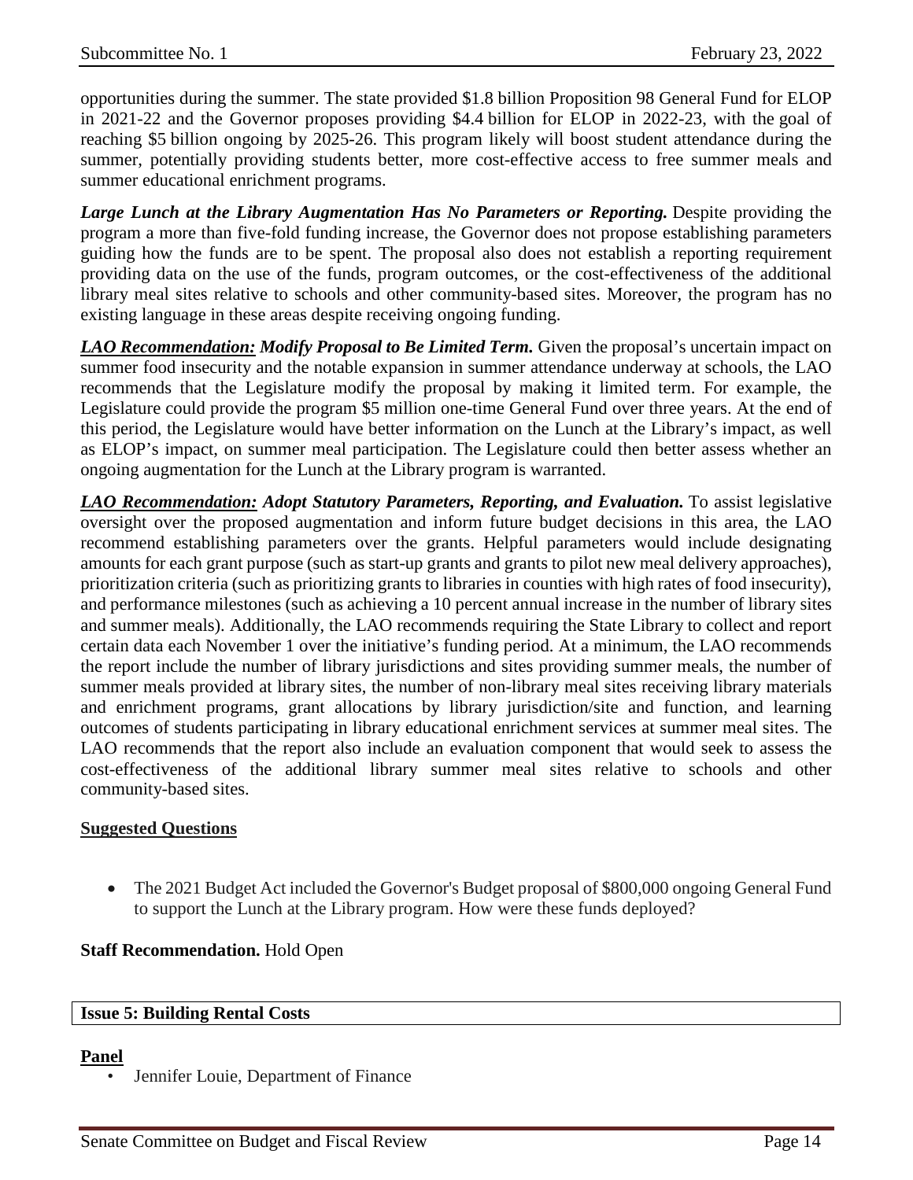opportunities during the summer. The state provided $1.8 billion Proposition 98 General Fund for ELOP in 2021-22 and the Governor proposes providing $4.4 billion for ELOP in 2022-23, with the goal of reaching $5 billion ongoing by 2025-26. This program likely will boost student attendance during the summer, potentially providing students better, more cost-effective access to free summer meals and summer educational enrichment programs.

***Large Lunch at the Library Augmentation Has No Parameters or Reporting.*** Despite providing the program a more than five-fold funding increase, the Governor does not propose establishing parameters guiding how the funds are to be spent. The proposal also does not establish a reporting requirement providing data on the use of the funds, program outcomes, or the cost-effectiveness of the additional library meal sites relative to schools and other community-based sites. Moreover, the program has no existing language in these areas despite receiving ongoing funding.

***<u>LAO Recommendation:</u> Modify Proposal to Be Limited Term.*** Given the proposal's uncertain impact on summer food insecurity and the notable expansion in summer attendance underway at schools, the LAO recommends that the Legislature modify the proposal by making it limited term. For example, the Legislature could provide the program $5 million one-time General Fund over three years. At the end of this period, the Legislature would have better information on the Lunch at the Library's impact, as well as ELOP's impact, on summer meal participation. The Legislature could then better assess whether an ongoing augmentation for the Lunch at the Library program is warranted.

***<u>LAO Recommendation:</u> Adopt Statutory Parameters, Reporting, and Evaluation.*** To assist legislative oversight over the proposed augmentation and inform future budget decisions in this area, the LAO recommend establishing parameters over the grants. Helpful parameters would include designating amounts for each grant purpose (such as start-up grants and grants to pilot new meal delivery approaches), prioritization criteria (such as prioritizing grants to libraries in counties with high rates of food insecurity), and performance milestones (such as achieving a 10 percent annual increase in the number of library sites and summer meals). Additionally, the LAO recommends requiring the State Library to collect and report certain data each November 1 over the initiative's funding period. At a minimum, the LAO recommends the report include the number of library jurisdictions and sites providing summer meals, the number of summer meals provided at library sites, the number of non-library meal sites receiving library materials and enrichment programs, grant allocations by library jurisdiction/site and function, and learning outcomes of students participating in library educational enrichment services at summer meal sites. The LAO recommends that the report also include an evaluation component that would seek to assess the cost-effectiveness of the additional library summer meal sites relative to schools and other community-based sites.

**<u>Suggested Questions</u>**

- The 2021 Budget Act included the Governor's Budget proposal of $800,000 ongoing General Fund to support the Lunch at the Library program. How were these funds deployed?

**Staff Recommendation.** Hold Open

## Issue 5: Building Rental Costs

**<u>Panel</u>**

- Jennifer Louie, Department of Finance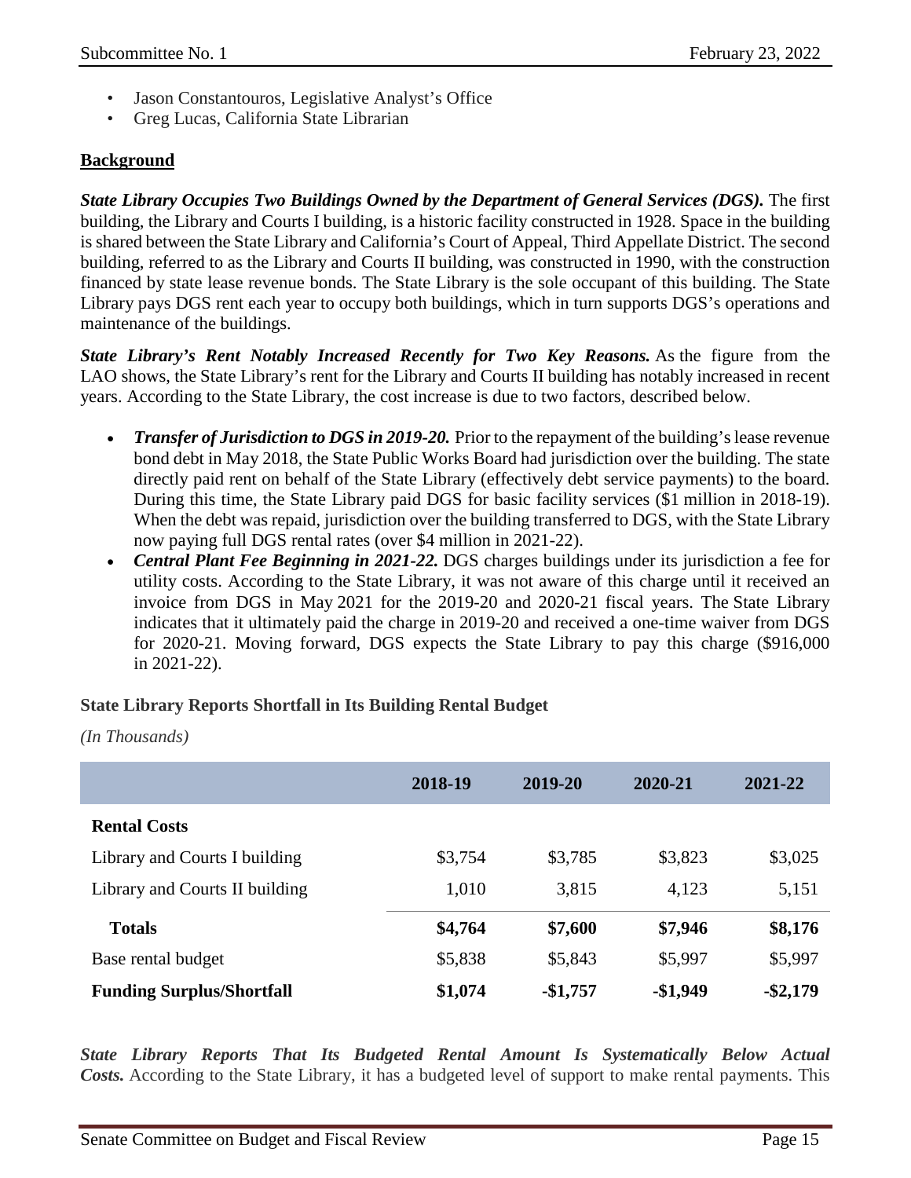- Jason Constantouros, Legislative Analyst's Office
- Greg Lucas, California State Librarian

**Background**

***State Library Occupies Two Buildings Owned by the Department of General Services (DGS).*** The first building, the Library and Courts I building, is a historic facility constructed in 1928. Space in the building is shared between the State Library and California's Court of Appeal, Third Appellate District. The second building, referred to as the Library and Courts II building, was constructed in 1990, with the construction financed by state lease revenue bonds. The State Library is the sole occupant of this building. The State Library pays DGS rent each year to occupy both buildings, which in turn supports DGS's operations and maintenance of the buildings.

***State Library's Rent Notably Increased Recently for Two Key Reasons.*** As the figure from the LAO shows, the State Library's rent for the Library and Courts II building has notably increased in recent years. According to the State Library, the cost increase is due to two factors, described below.

- ***Transfer of Jurisdiction to DGS in 2019-20.*** Prior to the repayment of the building's lease revenue bond debt in May 2018, the State Public Works Board had jurisdiction over the building. The state directly paid rent on behalf of the State Library (effectively debt service payments) to the board. During this time, the State Library paid DGS for basic facility services ($1 million in 2018-19). When the debt was repaid, jurisdiction over the building transferred to DGS, with the State Library now paying full DGS rental rates (over $4 million in 2021-22).
- ***Central Plant Fee Beginning in 2021-22.*** DGS charges buildings under its jurisdiction a fee for utility costs. According to the State Library, it was not aware of this charge until it received an invoice from DGS in May 2021 for the 2019-20 and 2020-21 fiscal years. The State Library indicates that it ultimately paid the charge in 2019-20 and received a one-time waiver from DGS for 2020-21. Moving forward, DGS expects the State Library to pay this charge ($916,000 in 2021-22).

**State Library Reports Shortfall in Its Building Rental Budget**

*(In Thousands)*

| | 2018-19 | 2019-20 | 2020-21 | 2021-22 |
|---|---|---|---|---|
| **Rental Costs** | | | | |
| Library and Courts I building | $3,754 | $3,785 | $3,823 | $3,025 |
| Library and Courts II building | 1,010 | 3,815 | 4,123 | 5,151 |
| **Totals** | **$4,764** | **$7,600** | **$7,946** | **$8,176** |
| Base rental budget | $5,838 | $5,843 | $5,997 | $5,997 |
| **Funding Surplus/Shortfall** | **$1,074** | **-$1,757** | **-$1,949** | **-$2,179** |

***State Library Reports That Its Budgeted Rental Amount Is Systematically Below Actual Costs.*** According to the State Library, it has a budgeted level of support to make rental payments. This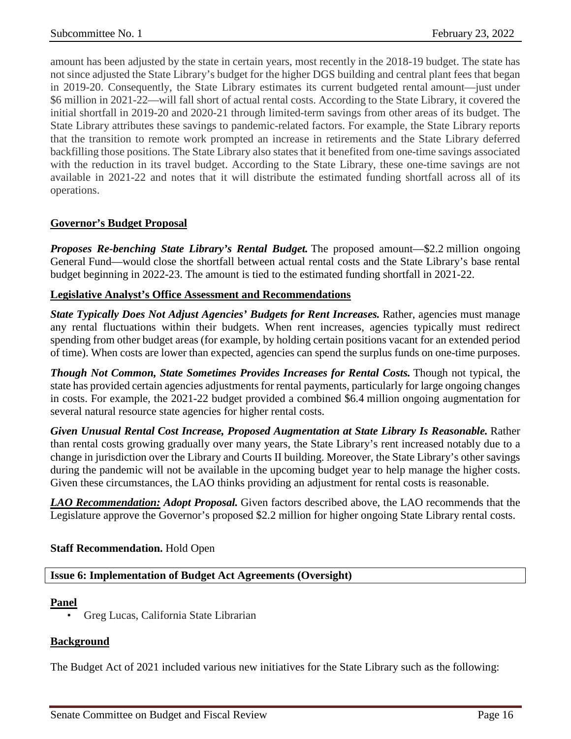amount has been adjusted by the state in certain years, most recently in the 2018-19 budget. The state has not since adjusted the State Library's budget for the higher DGS building and central plant fees that began in 2019-20. Consequently, the State Library estimates its current budgeted rental amount—just under $6 million in 2021-22—will fall short of actual rental costs. According to the State Library, it covered the initial shortfall in 2019-20 and 2020-21 through limited-term savings from other areas of its budget. The State Library attributes these savings to pandemic-related factors. For example, the State Library reports that the transition to remote work prompted an increase in retirements and the State Library deferred backfilling those positions. The State Library also states that it benefited from one-time savings associated with the reduction in its travel budget. According to the State Library, these one-time savings are not available in 2021-22 and notes that it will distribute the estimated funding shortfall across all of its operations.

**Governor's Budget Proposal**

***Proposes Re-benching State Library's Rental Budget.*** The proposed amount—$2.2 million ongoing General Fund—would close the shortfall between actual rental costs and the State Library's base rental budget beginning in 2022-23. The amount is tied to the estimated funding shortfall in 2021-22.

**Legislative Analyst's Office Assessment and Recommendations**

***State Typically Does Not Adjust Agencies' Budgets for Rent Increases.*** Rather, agencies must manage any rental fluctuations within their budgets. When rent increases, agencies typically must redirect spending from other budget areas (for example, by holding certain positions vacant for an extended period of time). When costs are lower than expected, agencies can spend the surplus funds on one-time purposes.

***Though Not Common, State Sometimes Provides Increases for Rental Costs.*** Though not typical, the state has provided certain agencies adjustments for rental payments, particularly for large ongoing changes in costs. For example, the 2021-22 budget provided a combined $6.4 million ongoing augmentation for several natural resource state agencies for higher rental costs.

***Given Unusual Rental Cost Increase, Proposed Augmentation at State Library Is Reasonable.*** Rather than rental costs growing gradually over many years, the State Library's rent increased notably due to a change in jurisdiction over the Library and Courts II building. Moreover, the State Library's other savings during the pandemic will not be available in the upcoming budget year to help manage the higher costs. Given these circumstances, the LAO thinks providing an adjustment for rental costs is reasonable.

***LAO Recommendation:* *Adopt Proposal.*** Given factors described above, the LAO recommends that the Legislature approve the Governor's proposed $2.2 million for higher ongoing State Library rental costs.

**Staff Recommendation.** Hold Open

**Issue 6: Implementation of Budget Act Agreements (Oversight)**

**Panel**

- Greg Lucas, California State Librarian

**Background**

The Budget Act of 2021 included various new initiatives for the State Library such as the following: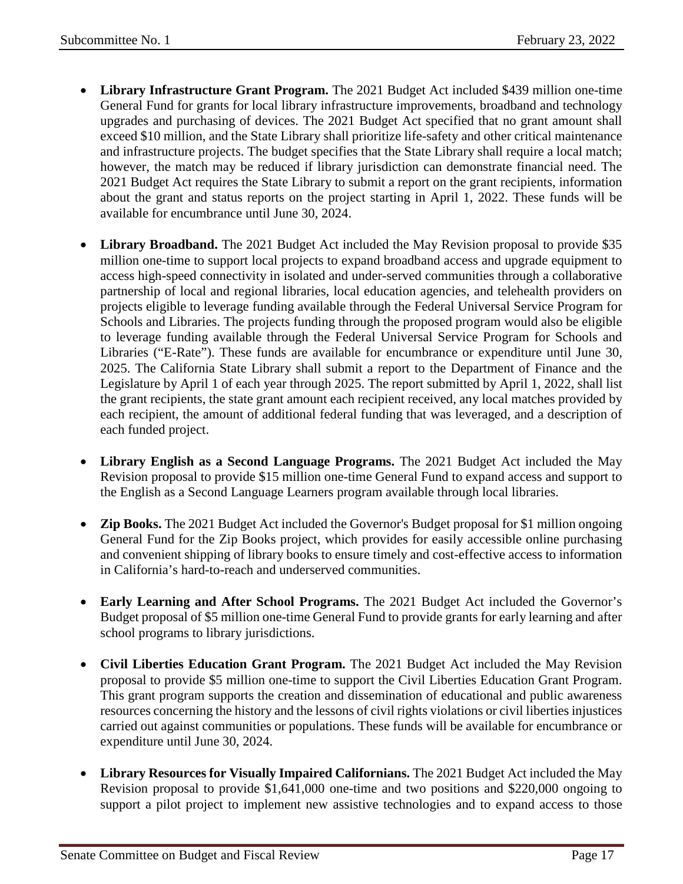- **Library Infrastructure Grant Program.** The 2021 Budget Act included $439 million one-time General Fund for grants for local library infrastructure improvements, broadband and technology upgrades and purchasing of devices. The 2021 Budget Act specified that no grant amount shall exceed $10 million, and the State Library shall prioritize life-safety and other critical maintenance and infrastructure projects. The budget specifies that the State Library shall require a local match; however, the match may be reduced if library jurisdiction can demonstrate financial need. The 2021 Budget Act requires the State Library to submit a report on the grant recipients, information about the grant and status reports on the project starting in April 1, 2022. These funds will be available for encumbrance until June 30, 2024.

- **Library Broadband.** The 2021 Budget Act included the May Revision proposal to provide $35 million one-time to support local projects to expand broadband access and upgrade equipment to access high-speed connectivity in isolated and under-served communities through a collaborative partnership of local and regional libraries, local education agencies, and telehealth providers on projects eligible to leverage funding available through the Federal Universal Service Program for Schools and Libraries. The projects funding through the proposed program would also be eligible to leverage funding available through the Federal Universal Service Program for Schools and Libraries ("E-Rate"). These funds are available for encumbrance or expenditure until June 30, 2025. The California State Library shall submit a report to the Department of Finance and the Legislature by April 1 of each year through 2025. The report submitted by April 1, 2022, shall list the grant recipients, the state grant amount each recipient received, any local matches provided by each recipient, the amount of additional federal funding that was leveraged, and a description of each funded project.

- **Library English as a Second Language Programs.** The 2021 Budget Act included the May Revision proposal to provide $15 million one-time General Fund to expand access and support to the English as a Second Language Learners program available through local libraries.

- **Zip Books.** The 2021 Budget Act included the Governor's Budget proposal for $1 million ongoing General Fund for the Zip Books project, which provides for easily accessible online purchasing and convenient shipping of library books to ensure timely and cost-effective access to information in California's hard-to-reach and underserved communities.

- **Early Learning and After School Programs.** The 2021 Budget Act included the Governor's Budget proposal of $5 million one-time General Fund to provide grants for early learning and after school programs to library jurisdictions.

- **Civil Liberties Education Grant Program.** The 2021 Budget Act included the May Revision proposal to provide $5 million one-time to support the Civil Liberties Education Grant Program. This grant program supports the creation and dissemination of educational and public awareness resources concerning the history and the lessons of civil rights violations or civil liberties injustices carried out against communities or populations. These funds will be available for encumbrance or expenditure until June 30, 2024.

- **Library Resources for Visually Impaired Californians.** The 2021 Budget Act included the May Revision proposal to provide $1,641,000 one-time and two positions and $220,000 ongoing to support a pilot project to implement new assistive technologies and to expand access to those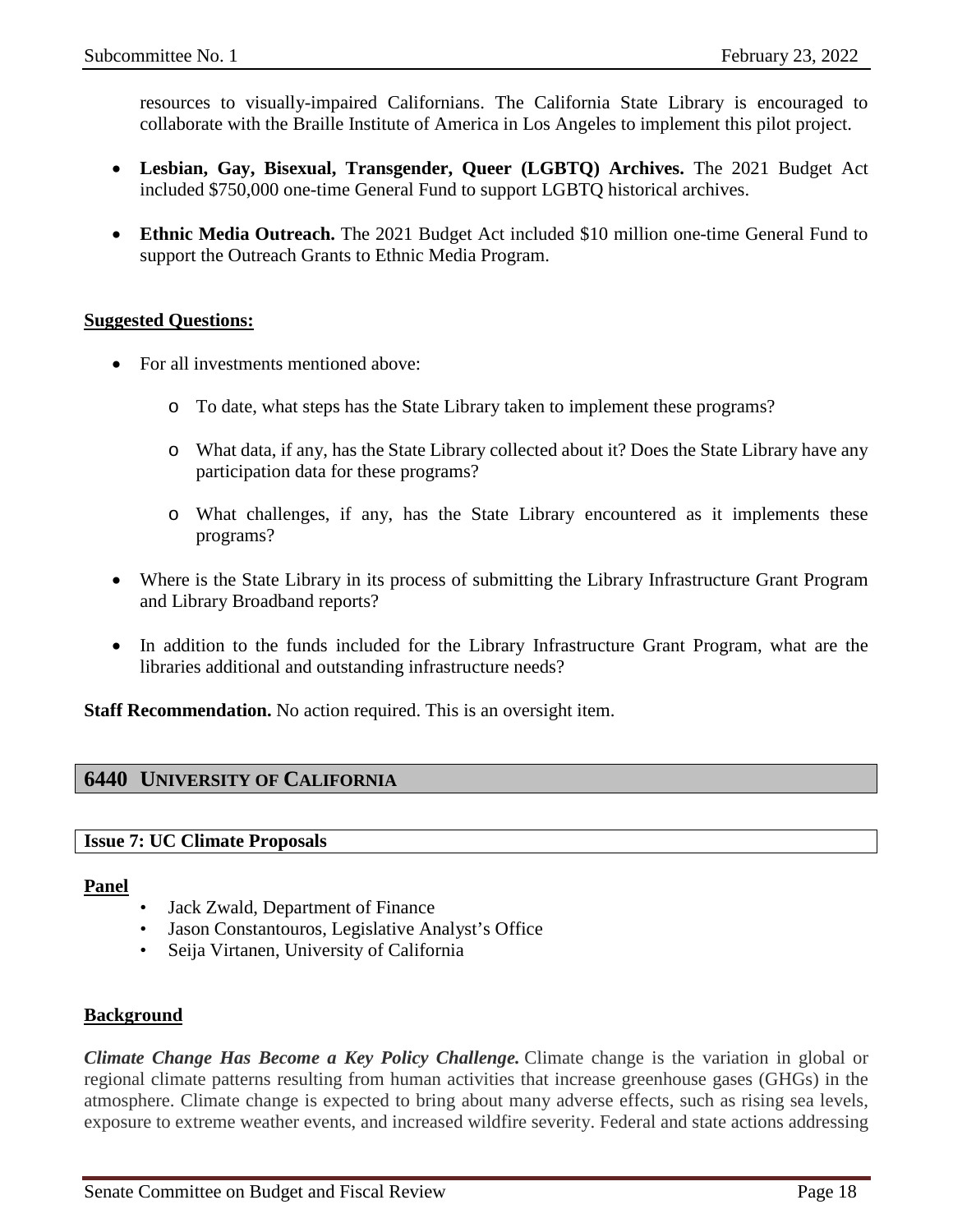resources to visually-impaired Californians. The California State Library is encouraged to collaborate with the Braille Institute of America in Los Angeles to implement this pilot project.

- **Lesbian, Gay, Bisexual, Transgender, Queer (LGBTQ) Archives.** The 2021 Budget Act included $750,000 one-time General Fund to support LGBTQ historical archives.

- **Ethnic Media Outreach.** The 2021 Budget Act included $10 million one-time General Fund to support the Outreach Grants to Ethnic Media Program.

**Suggested Questions:**

- For all investments mentioned above:
  - To date, what steps has the State Library taken to implement these programs?
  - What data, if any, has the State Library collected about it? Does the State Library have any participation data for these programs?
  - What challenges, if any, has the State Library encountered as it implements these programs?
- Where is the State Library in its process of submitting the Library Infrastructure Grant Program and Library Broadband reports?
- In addition to the funds included for the Library Infrastructure Grant Program, what are the libraries additional and outstanding infrastructure needs?

**Staff Recommendation.** No action required. This is an oversight item.

## 6440 University of California

### Issue 7: UC Climate Proposals

**Panel**

- Jack Zwald, Department of Finance
- Jason Constantouros, Legislative Analyst's Office
- Seija Virtanen, University of California

**Background**

***Climate Change Has Become a Key Policy Challenge.*** Climate change is the variation in global or regional climate patterns resulting from human activities that increase greenhouse gases (GHGs) in the atmosphere. Climate change is expected to bring about many adverse effects, such as rising sea levels, exposure to extreme weather events, and increased wildfire severity. Federal and state actions addressing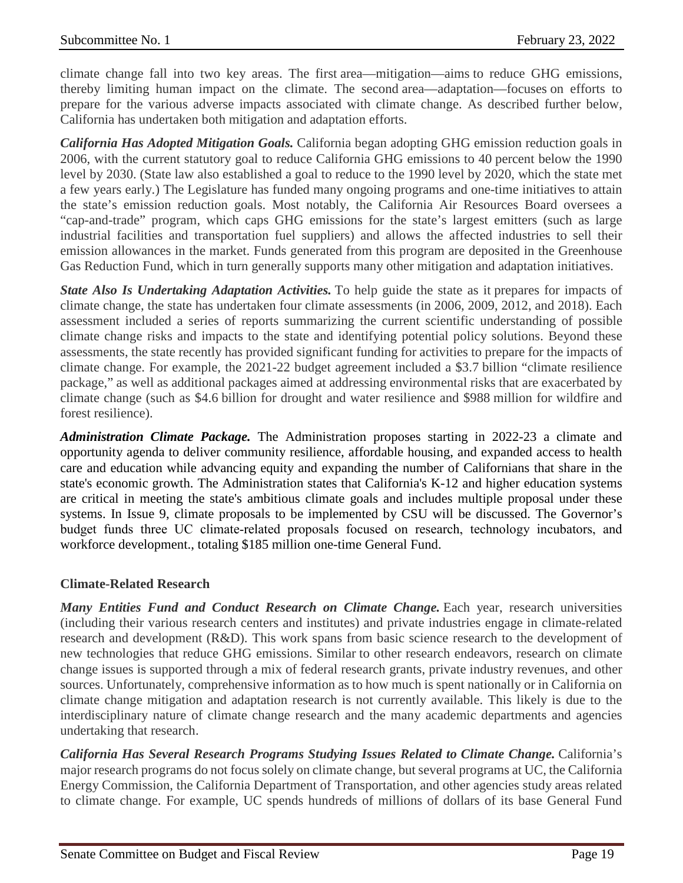climate change fall into two key areas. The first area—mitigation—aims to reduce GHG emissions, thereby limiting human impact on the climate. The second area—adaptation—focuses on efforts to prepare for the various adverse impacts associated with climate change. As described further below, California has undertaken both mitigation and adaptation efforts.

***California Has Adopted Mitigation Goals.*** California began adopting GHG emission reduction goals in 2006, with the current statutory goal to reduce California GHG emissions to 40 percent below the 1990 level by 2030. (State law also established a goal to reduce to the 1990 level by 2020, which the state met a few years early.) The Legislature has funded many ongoing programs and one-time initiatives to attain the state's emission reduction goals. Most notably, the California Air Resources Board oversees a "cap-and-trade" program, which caps GHG emissions for the state's largest emitters (such as large industrial facilities and transportation fuel suppliers) and allows the affected industries to sell their emission allowances in the market. Funds generated from this program are deposited in the Greenhouse Gas Reduction Fund, which in turn generally supports many other mitigation and adaptation initiatives.

***State Also Is Undertaking Adaptation Activities.*** To help guide the state as it prepares for impacts of climate change, the state has undertaken four climate assessments (in 2006, 2009, 2012, and 2018). Each assessment included a series of reports summarizing the current scientific understanding of possible climate change risks and impacts to the state and identifying potential policy solutions. Beyond these assessments, the state recently has provided significant funding for activities to prepare for the impacts of climate change. For example, the 2021-22 budget agreement included a $3.7 billion "climate resilience package," as well as additional packages aimed at addressing environmental risks that are exacerbated by climate change (such as $4.6 billion for drought and water resilience and $988 million for wildfire and forest resilience).

***Administration Climate Package.*** The Administration proposes starting in 2022-23 a climate and opportunity agenda to deliver community resilience, affordable housing, and expanded access to health care and education while advancing equity and expanding the number of Californians that share in the state's economic growth. The Administration states that California's K-12 and higher education systems are critical in meeting the state's ambitious climate goals and includes multiple proposal under these systems. In Issue 9, climate proposals to be implemented by CSU will be discussed. The Governor's budget funds three UC climate-related proposals focused on research, technology incubators, and workforce development., totaling $185 million one-time General Fund.

### Climate-Related Research

***Many Entities Fund and Conduct Research on Climate Change.*** Each year, research universities (including their various research centers and institutes) and private industries engage in climate-related research and development (R&D). This work spans from basic science research to the development of new technologies that reduce GHG emissions. Similar to other research endeavors, research on climate change issues is supported through a mix of federal research grants, private industry revenues, and other sources. Unfortunately, comprehensive information as to how much is spent nationally or in California on climate change mitigation and adaptation research is not currently available. This likely is due to the interdisciplinary nature of climate change research and the many academic departments and agencies undertaking that research.

***California Has Several Research Programs Studying Issues Related to Climate Change.*** California's major research programs do not focus solely on climate change, but several programs at UC, the California Energy Commission, the California Department of Transportation, and other agencies study areas related to climate change. For example, UC spends hundreds of millions of dollars of its base General Fund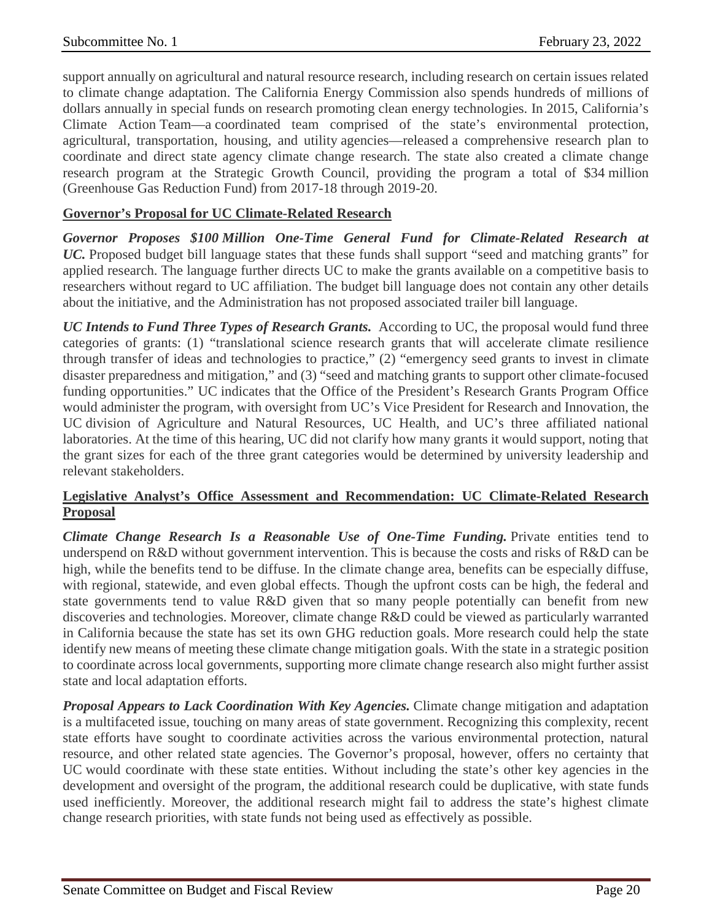support annually on agricultural and natural resource research, including research on certain issues related to climate change adaptation. The California Energy Commission also spends hundreds of millions of dollars annually in special funds on research promoting clean energy technologies. In 2015, California's Climate Action Team—a coordinated team comprised of the state's environmental protection, agricultural, transportation, housing, and utility agencies—released a comprehensive research plan to coordinate and direct state agency climate change research. The state also created a climate change research program at the Strategic Growth Council, providing the program a total of $34 million (Greenhouse Gas Reduction Fund) from 2017-18 through 2019-20.

**Governor's Proposal for UC Climate-Related Research**

***Governor Proposes $100 Million One-Time General Fund for Climate-Related Research at UC.*** Proposed budget bill language states that these funds shall support "seed and matching grants" for applied research. The language further directs UC to make the grants available on a competitive basis to researchers without regard to UC affiliation. The budget bill language does not contain any other details about the initiative, and the Administration has not proposed associated trailer bill language.

***UC Intends to Fund Three Types of Research Grants.*** According to UC, the proposal would fund three categories of grants: (1) "translational science research grants that will accelerate climate resilience through transfer of ideas and technologies to practice," (2) "emergency seed grants to invest in climate disaster preparedness and mitigation," and (3) "seed and matching grants to support other climate-focused funding opportunities." UC indicates that the Office of the President's Research Grants Program Office would administer the program, with oversight from UC's Vice President for Research and Innovation, the UC division of Agriculture and Natural Resources, UC Health, and UC's three affiliated national laboratories. At the time of this hearing, UC did not clarify how many grants it would support, noting that the grant sizes for each of the three grant categories would be determined by university leadership and relevant stakeholders.

**Legislative Analyst's Office Assessment and Recommendation: UC Climate-Related Research Proposal**

***Climate Change Research Is a Reasonable Use of One-Time Funding.*** Private entities tend to underspend on R&D without government intervention. This is because the costs and risks of R&D can be high, while the benefits tend to be diffuse. In the climate change area, benefits can be especially diffuse, with regional, statewide, and even global effects. Though the upfront costs can be high, the federal and state governments tend to value R&D given that so many people potentially can benefit from new discoveries and technologies. Moreover, climate change R&D could be viewed as particularly warranted in California because the state has set its own GHG reduction goals. More research could help the state identify new means of meeting these climate change mitigation goals. With the state in a strategic position to coordinate across local governments, supporting more climate change research also might further assist state and local adaptation efforts.

***Proposal Appears to Lack Coordination With Key Agencies.*** Climate change mitigation and adaptation is a multifaceted issue, touching on many areas of state government. Recognizing this complexity, recent state efforts have sought to coordinate activities across the various environmental protection, natural resource, and other related state agencies. The Governor's proposal, however, offers no certainty that UC would coordinate with these state entities. Without including the state's other key agencies in the development and oversight of the program, the additional research could be duplicative, with state funds used inefficiently. Moreover, the additional research might fail to address the state's highest climate change research priorities, with state funds not being used as effectively as possible.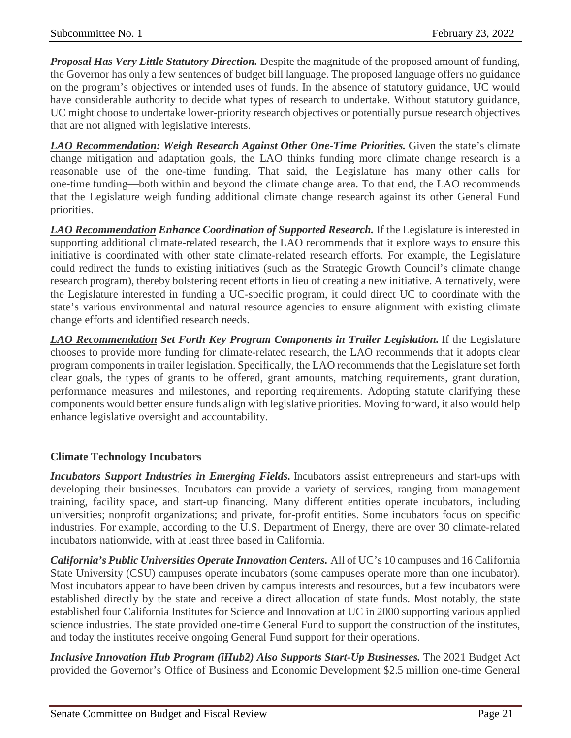***Proposal Has Very Little Statutory Direction.*** Despite the magnitude of the proposed amount of funding, the Governor has only a few sentences of budget bill language. The proposed language offers no guidance on the program's objectives or intended uses of funds. In the absence of statutory guidance, UC would have considerable authority to decide what types of research to undertake. Without statutory guidance, UC might choose to undertake lower-priority research objectives or potentially pursue research objectives that are not aligned with legislative interests.

***LAO Recommendation: Weigh Research Against Other One-Time Priorities.*** Given the state's climate change mitigation and adaptation goals, the LAO thinks funding more climate change research is a reasonable use of the one-time funding. That said, the Legislature has many other calls for one-time funding—both within and beyond the climate change area. To that end, the LAO recommends that the Legislature weigh funding additional climate change research against its other General Fund priorities.

***LAO Recommendation Enhance Coordination of Supported Research.*** If the Legislature is interested in supporting additional climate-related research, the LAO recommends that it explore ways to ensure this initiative is coordinated with other state climate-related research efforts. For example, the Legislature could redirect the funds to existing initiatives (such as the Strategic Growth Council's climate change research program), thereby bolstering recent efforts in lieu of creating a new initiative. Alternatively, were the Legislature interested in funding a UC-specific program, it could direct UC to coordinate with the state's various environmental and natural resource agencies to ensure alignment with existing climate change efforts and identified research needs.

***LAO Recommendation Set Forth Key Program Components in Trailer Legislation.*** If the Legislature chooses to provide more funding for climate-related research, the LAO recommends that it adopts clear program components in trailer legislation. Specifically, the LAO recommends that the Legislature set forth clear goals, the types of grants to be offered, grant amounts, matching requirements, grant duration, performance measures and milestones, and reporting requirements. Adopting statute clarifying these components would better ensure funds align with legislative priorities. Moving forward, it also would help enhance legislative oversight and accountability.

**Climate Technology Incubators**

***Incubators Support Industries in Emerging Fields.*** Incubators assist entrepreneurs and start-ups with developing their businesses. Incubators can provide a variety of services, ranging from management training, facility space, and start-up financing. Many different entities operate incubators, including universities; nonprofit organizations; and private, for-profit entities. Some incubators focus on specific industries. For example, according to the U.S. Department of Energy, there are over 30 climate-related incubators nationwide, with at least three based in California.

***California's Public Universities Operate Innovation Centers.*** All of UC's 10 campuses and 16 California State University (CSU) campuses operate incubators (some campuses operate more than one incubator). Most incubators appear to have been driven by campus interests and resources, but a few incubators were established directly by the state and receive a direct allocation of state funds. Most notably, the state established four California Institutes for Science and Innovation at UC in 2000 supporting various applied science industries. The state provided one-time General Fund to support the construction of the institutes, and today the institutes receive ongoing General Fund support for their operations.

***Inclusive Innovation Hub Program (iHub2) Also Supports Start-Up Businesses.*** The 2021 Budget Act provided the Governor's Office of Business and Economic Development $2.5 million one-time General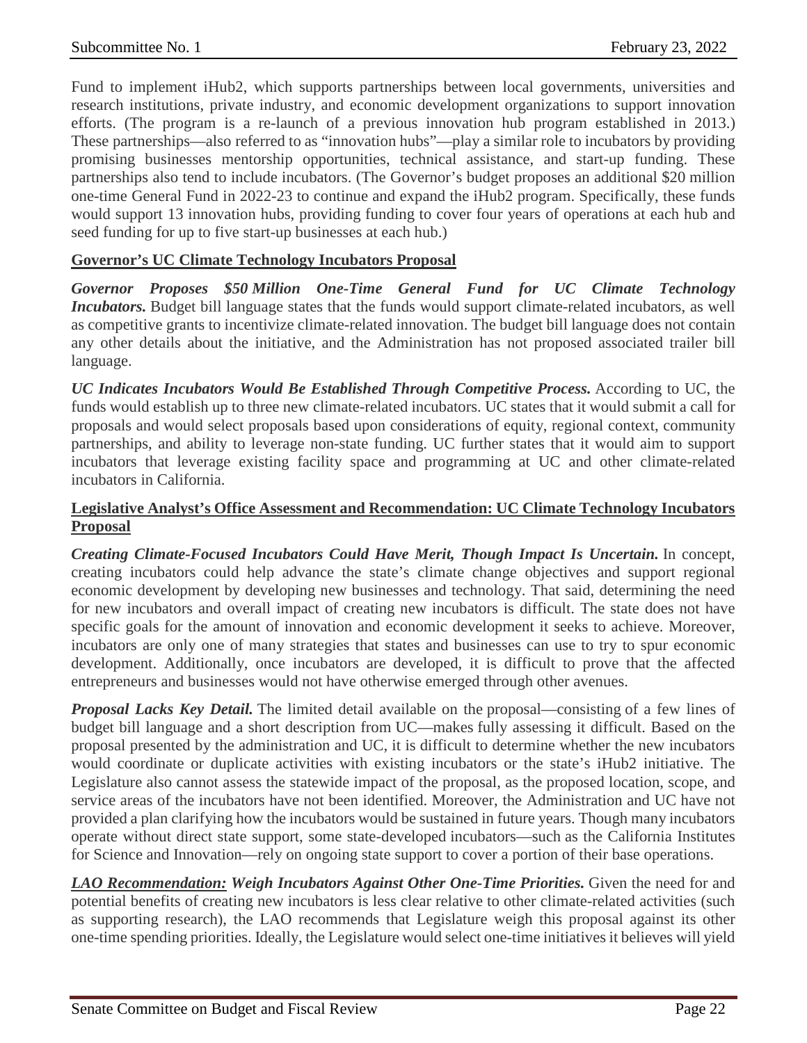Fund to implement iHub2, which supports partnerships between local governments, universities and research institutions, private industry, and economic development organizations to support innovation efforts. (The program is a re-launch of a previous innovation hub program established in 2013.) These partnerships—also referred to as "innovation hubs"—play a similar role to incubators by providing promising businesses mentorship opportunities, technical assistance, and start-up funding. These partnerships also tend to include incubators. (The Governor's budget proposes an additional $20 million one-time General Fund in 2022-23 to continue and expand the iHub2 program. Specifically, these funds would support 13 innovation hubs, providing funding to cover four years of operations at each hub and seed funding for up to five start-up businesses at each hub.)

**Governor's UC Climate Technology Incubators Proposal**

***Governor Proposes $50 Million One-Time General Fund for UC Climate Technology Incubators.*** Budget bill language states that the funds would support climate-related incubators, as well as competitive grants to incentivize climate-related innovation. The budget bill language does not contain any other details about the initiative, and the Administration has not proposed associated trailer bill language.

***UC Indicates Incubators Would Be Established Through Competitive Process.*** According to UC, the funds would establish up to three new climate-related incubators. UC states that it would submit a call for proposals and would select proposals based upon considerations of equity, regional context, community partnerships, and ability to leverage non-state funding. UC further states that it would aim to support incubators that leverage existing facility space and programming at UC and other climate-related incubators in California.

**Legislative Analyst's Office Assessment and Recommendation: UC Climate Technology Incubators Proposal**

***Creating Climate-Focused Incubators Could Have Merit, Though Impact Is Uncertain.*** In concept, creating incubators could help advance the state's climate change objectives and support regional economic development by developing new businesses and technology. That said, determining the need for new incubators and overall impact of creating new incubators is difficult. The state does not have specific goals for the amount of innovation and economic development it seeks to achieve. Moreover, incubators are only one of many strategies that states and businesses can use to try to spur economic development. Additionally, once incubators are developed, it is difficult to prove that the affected entrepreneurs and businesses would not have otherwise emerged through other avenues.

***Proposal Lacks Key Detail.*** The limited detail available on the proposal—consisting of a few lines of budget bill language and a short description from UC—makes fully assessing it difficult. Based on the proposal presented by the administration and UC, it is difficult to determine whether the new incubators would coordinate or duplicate activities with existing incubators or the state's iHub2 initiative. The Legislature also cannot assess the statewide impact of the proposal, as the proposed location, scope, and service areas of the incubators have not been identified. Moreover, the Administration and UC have not provided a plan clarifying how the incubators would be sustained in future years. Though many incubators operate without direct state support, some state-developed incubators—such as the California Institutes for Science and Innovation—rely on ongoing state support to cover a portion of their base operations.

***LAO Recommendation:* *Weigh Incubators Against Other One-Time Priorities.*** Given the need for and potential benefits of creating new incubators is less clear relative to other climate-related activities (such as supporting research), the LAO recommends that Legislature weigh this proposal against its other one-time spending priorities. Ideally, the Legislature would select one-time initiatives it believes will yield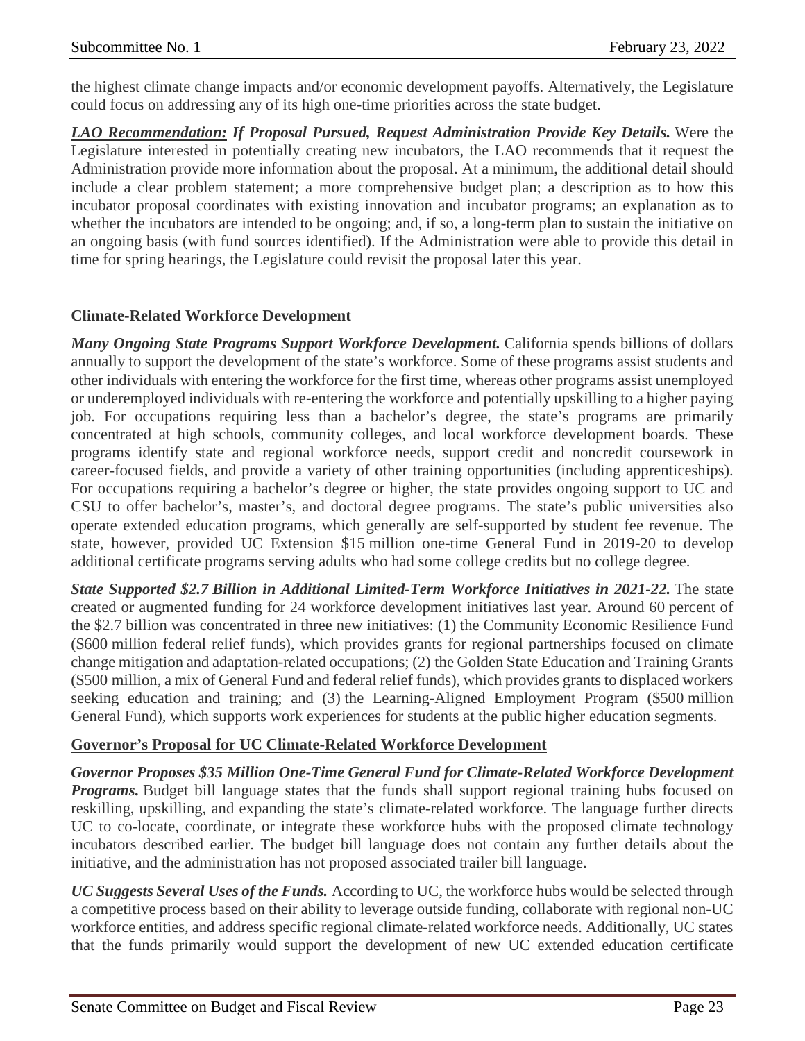the highest climate change impacts and/or economic development payoffs. Alternatively, the Legislature could focus on addressing any of its high one-time priorities across the state budget.

***<u>LAO Recommendation:</u> If Proposal Pursued, Request Administration Provide Key Details.*** Were the Legislature interested in potentially creating new incubators, the LAO recommends that it request the Administration provide more information about the proposal. At a minimum, the additional detail should include a clear problem statement; a more comprehensive budget plan; a description as to how this incubator proposal coordinates with existing innovation and incubator programs; an explanation as to whether the incubators are intended to be ongoing; and, if so, a long-term plan to sustain the initiative on an ongoing basis (with fund sources identified). If the Administration were able to provide this detail in time for spring hearings, the Legislature could revisit the proposal later this year.

**Climate-Related Workforce Development**

***Many Ongoing State Programs Support Workforce Development.*** California spends billions of dollars annually to support the development of the state's workforce. Some of these programs assist students and other individuals with entering the workforce for the first time, whereas other programs assist unemployed or underemployed individuals with re-entering the workforce and potentially upskilling to a higher paying job. For occupations requiring less than a bachelor's degree, the state's programs are primarily concentrated at high schools, community colleges, and local workforce development boards. These programs identify state and regional workforce needs, support credit and noncredit coursework in career-focused fields, and provide a variety of other training opportunities (including apprenticeships). For occupations requiring a bachelor's degree or higher, the state provides ongoing support to UC and CSU to offer bachelor's, master's, and doctoral degree programs. The state's public universities also operate extended education programs, which generally are self-supported by student fee revenue. The state, however, provided UC Extension $15 million one-time General Fund in 2019-20 to develop additional certificate programs serving adults who had some college credits but no college degree.

***State Supported $2.7 Billion in Additional Limited-Term Workforce Initiatives in 2021-22.*** The state created or augmented funding for 24 workforce development initiatives last year. Around 60 percent of the $2.7 billion was concentrated in three new initiatives: (1) the Community Economic Resilience Fund ($600 million federal relief funds), which provides grants for regional partnerships focused on climate change mitigation and adaptation-related occupations; (2) the Golden State Education and Training Grants ($500 million, a mix of General Fund and federal relief funds), which provides grants to displaced workers seeking education and training; and (3) the Learning-Aligned Employment Program ($500 million General Fund), which supports work experiences for students at the public higher education segments.

**<u>Governor's Proposal for UC Climate-Related Workforce Development</u>**

***Governor Proposes $35 Million One-Time General Fund for Climate-Related Workforce Development Programs.*** Budget bill language states that the funds shall support regional training hubs focused on reskilling, upskilling, and expanding the state's climate-related workforce. The language further directs UC to co-locate, coordinate, or integrate these workforce hubs with the proposed climate technology incubators described earlier. The budget bill language does not contain any further details about the initiative, and the administration has not proposed associated trailer bill language.

***UC Suggests Several Uses of the Funds.*** According to UC, the workforce hubs would be selected through a competitive process based on their ability to leverage outside funding, collaborate with regional non-UC workforce entities, and address specific regional climate-related workforce needs. Additionally, UC states that the funds primarily would support the development of new UC extended education certificate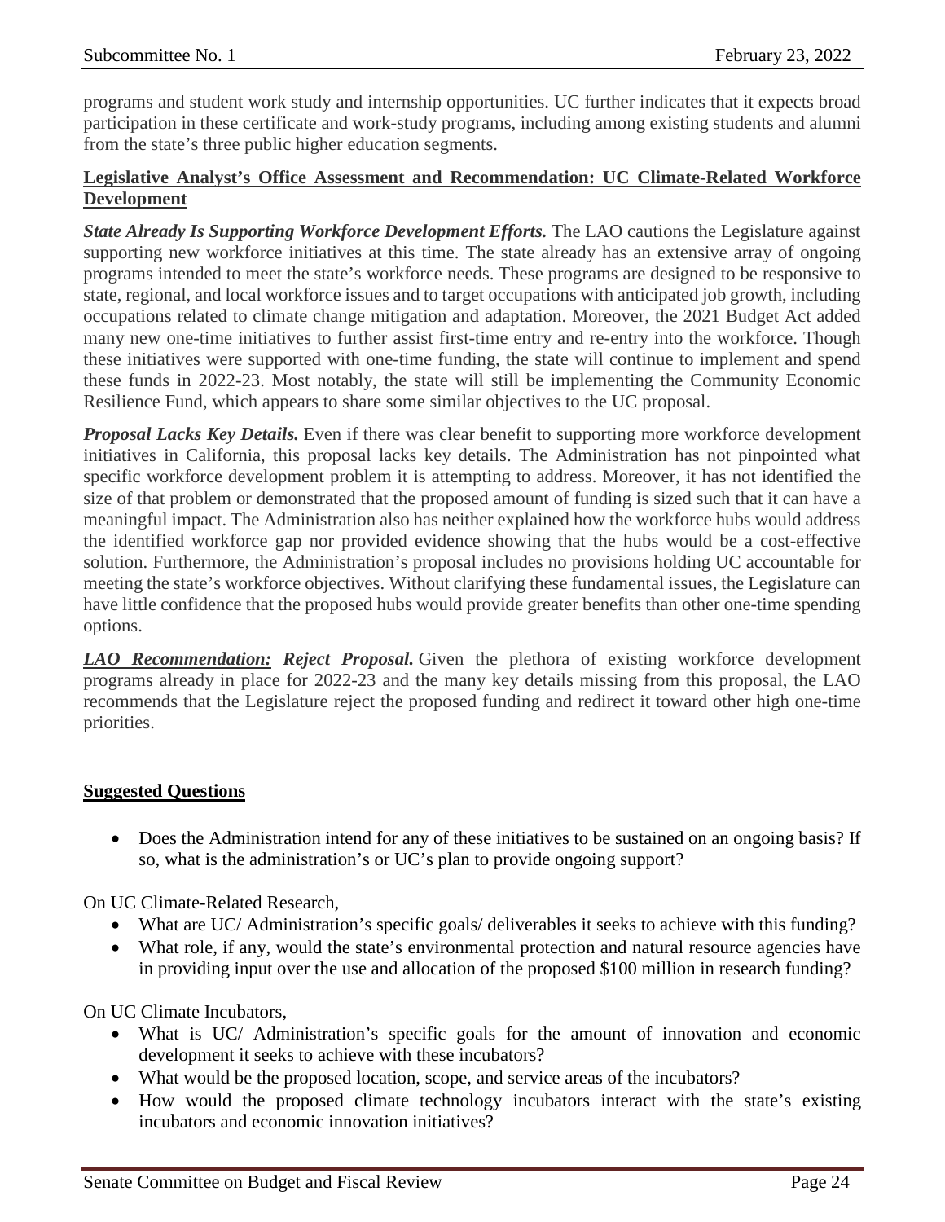programs and student work study and internship opportunities. UC further indicates that it expects broad participation in these certificate and work-study programs, including among existing students and alumni from the state's three public higher education segments.

**Legislative Analyst's Office Assessment and Recommendation: UC Climate-Related Workforce Development**

***State Already Is Supporting Workforce Development Efforts.*** The LAO cautions the Legislature against supporting new workforce initiatives at this time. The state already has an extensive array of ongoing programs intended to meet the state's workforce needs. These programs are designed to be responsive to state, regional, and local workforce issues and to target occupations with anticipated job growth, including occupations related to climate change mitigation and adaptation. Moreover, the 2021 Budget Act added many new one-time initiatives to further assist first-time entry and re-entry into the workforce. Though these initiatives were supported with one-time funding, the state will continue to implement and spend these funds in 2022-23. Most notably, the state will still be implementing the Community Economic Resilience Fund, which appears to share some similar objectives to the UC proposal.

***Proposal Lacks Key Details.*** Even if there was clear benefit to supporting more workforce development initiatives in California, this proposal lacks key details. The Administration has not pinpointed what specific workforce development problem it is attempting to address. Moreover, it has not identified the size of that problem or demonstrated that the proposed amount of funding is sized such that it can have a meaningful impact. The Administration also has neither explained how the workforce hubs would address the identified workforce gap nor provided evidence showing that the hubs would be a cost-effective solution. Furthermore, the Administration's proposal includes no provisions holding UC accountable for meeting the state's workforce objectives. Without clarifying these fundamental issues, the Legislature can have little confidence that the proposed hubs would provide greater benefits than other one-time spending options.

***LAO Recommendation: Reject Proposal.*** Given the plethora of existing workforce development programs already in place for 2022-23 and the many key details missing from this proposal, the LAO recommends that the Legislature reject the proposed funding and redirect it toward other high one-time priorities.

**Suggested Questions**

- Does the Administration intend for any of these initiatives to be sustained on an ongoing basis? If so, what is the administration's or UC's plan to provide ongoing support?

On UC Climate-Related Research,

- What are UC/ Administration's specific goals/ deliverables it seeks to achieve with this funding?
- What role, if any, would the state's environmental protection and natural resource agencies have in providing input over the use and allocation of the proposed $100 million in research funding?

On UC Climate Incubators,

- What is UC/ Administration's specific goals for the amount of innovation and economic development it seeks to achieve with these incubators?
- What would be the proposed location, scope, and service areas of the incubators?
- How would the proposed climate technology incubators interact with the state's existing incubators and economic innovation initiatives?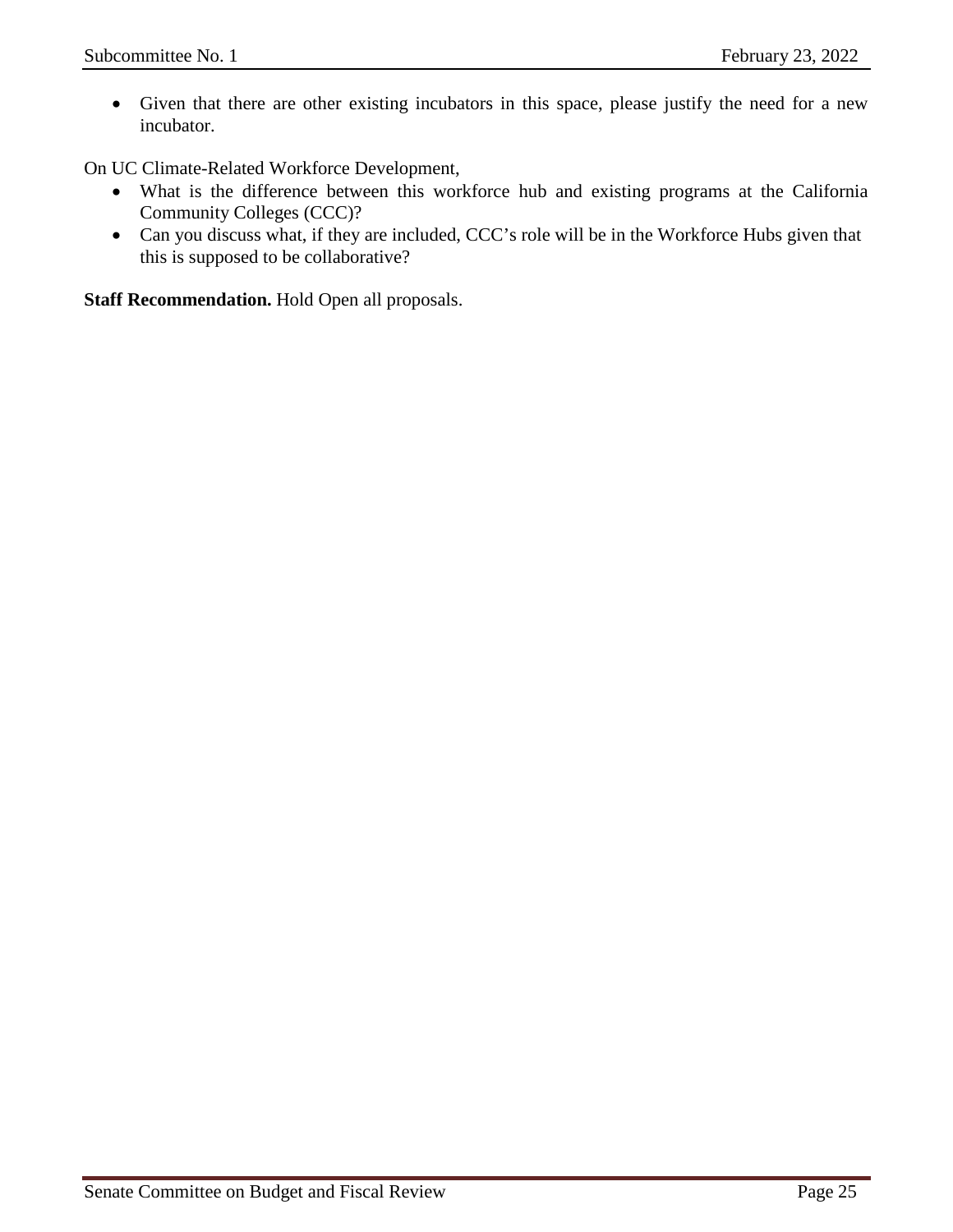- Given that there are other existing incubators in this space, please justify the need for a new incubator.

On UC Climate-Related Workforce Development,

- What is the difference between this workforce hub and existing programs at the California Community Colleges (CCC)?
- Can you discuss what, if they are included, CCC's role will be in the Workforce Hubs given that this is supposed to be collaborative?

**Staff Recommendation.** Hold Open all proposals.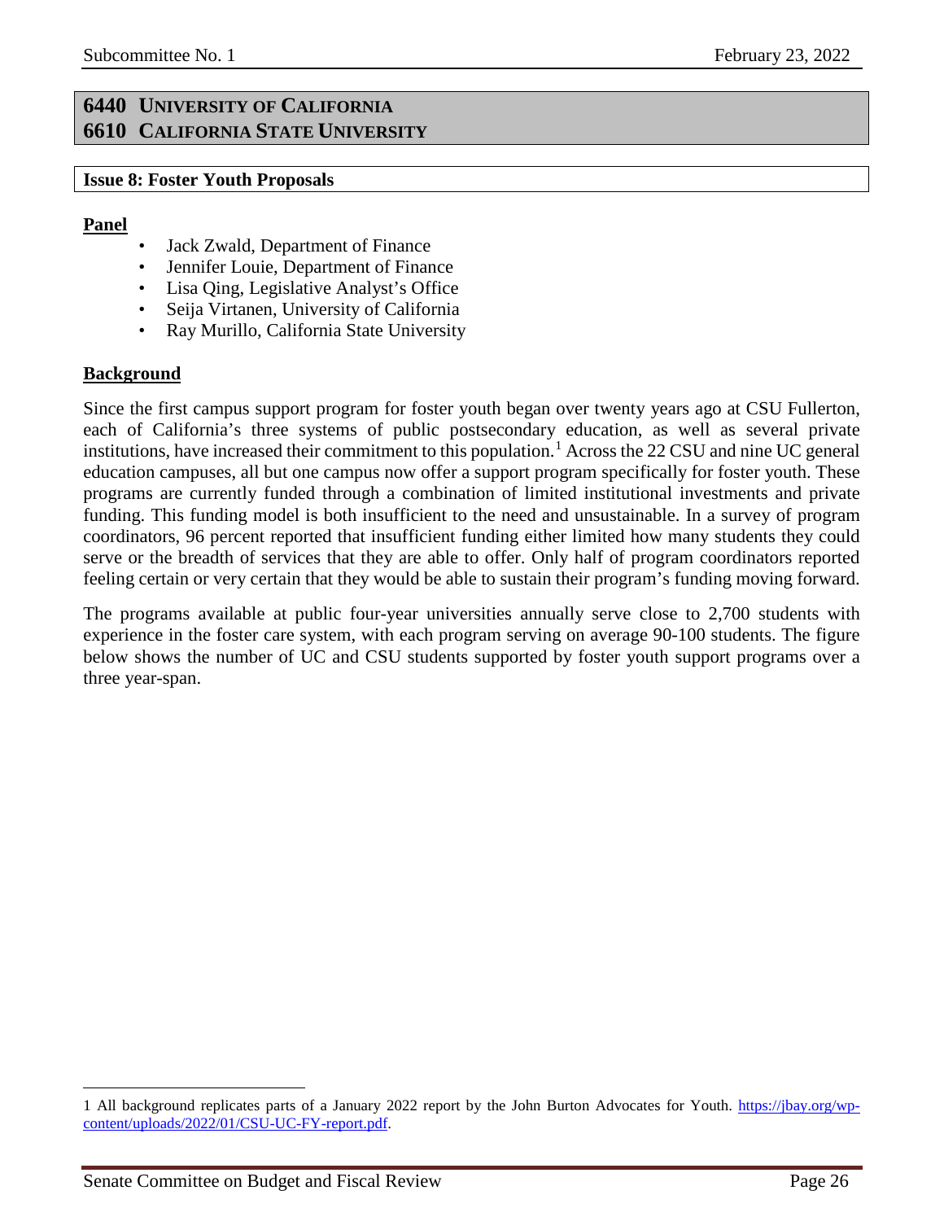## 6440 University of California
## 6610 California State University

### Issue 8: Foster Youth Proposals

**Panel**

- Jack Zwald, Department of Finance
- Jennifer Louie, Department of Finance
- Lisa Qing, Legislative Analyst's Office
- Seija Virtanen, University of California
- Ray Murillo, California State University

**Background**

Since the first campus support program for foster youth began over twenty years ago at CSU Fullerton, each of California's three systems of public postsecondary education, as well as several private institutions, have increased their commitment to this population.[1] Across the 22 CSU and nine UC general education campuses, all but one campus now offer a support program specifically for foster youth. These programs are currently funded through a combination of limited institutional investments and private funding. This funding model is both insufficient to the need and unsustainable. In a survey of program coordinators, 96 percent reported that insufficient funding either limited how many students they could serve or the breadth of services that they are able to offer. Only half of program coordinators reported feeling certain or very certain that they would be able to sustain their program's funding moving forward.

The programs available at public four-year universities annually serve close to 2,700 students with experience in the foster care system, with each program serving on average 90-100 students. The figure below shows the number of UC and CSU students supported by foster youth support programs over a three year-span.

---

1 All background replicates parts of a January 2022 report by the John Burton Advocates for Youth. https://jbay.org/wp-content/uploads/2022/01/CSU-UC-FY-report.pdf.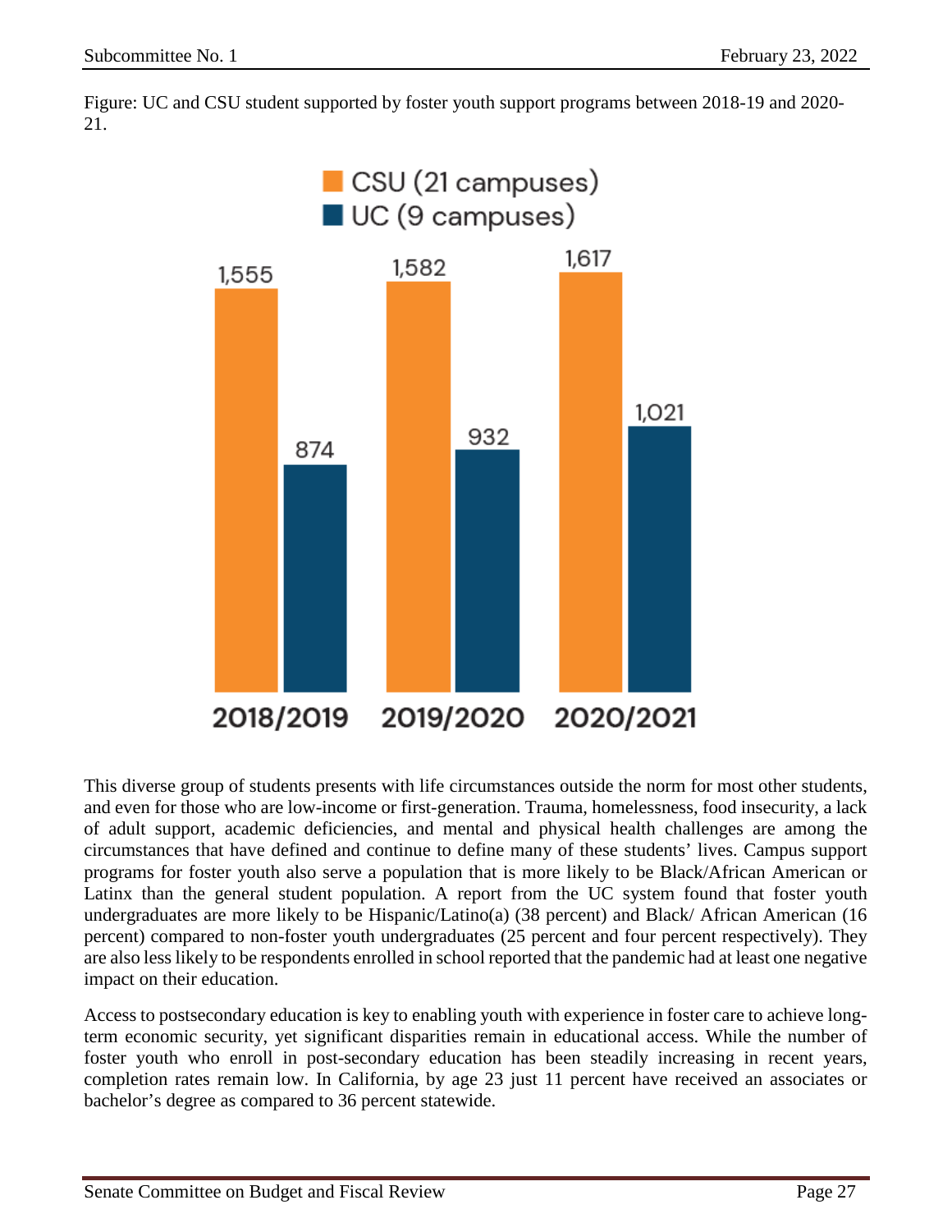Figure: UC and CSU student supported by foster youth support programs between 2018-19 and 2020-21.

| | 2018/2019 | 2019/2020 | 2020/2021 |
|---|---|---|---|
| CSU (21 campuses) | 1,555 | 1,582 | 1,617 |
| UC (9 campuses) | 874 | 932 | 1,021 |

This diverse group of students presents with life circumstances outside the norm for most other students, and even for those who are low-income or first-generation. Trauma, homelessness, food insecurity, a lack of adult support, academic deficiencies, and mental and physical health challenges are among the circumstances that have defined and continue to define many of these students' lives. Campus support programs for foster youth also serve a population that is more likely to be Black/African American or Latinx than the general student population. A report from the UC system found that foster youth undergraduates are more likely to be Hispanic/Latino(a) (38 percent) and Black/ African American (16 percent) compared to non-foster youth undergraduates (25 percent and four percent respectively). They are also less likely to be respondents enrolled in school reported that the pandemic had at least one negative impact on their education.

Access to postsecondary education is key to enabling youth with experience in foster care to achieve long-term economic security, yet significant disparities remain in educational access. While the number of foster youth who enroll in post-secondary education has been steadily increasing in recent years, completion rates remain low. In California, by age 23 just 11 percent have received an associates or bachelor's degree as compared to 36 percent statewide.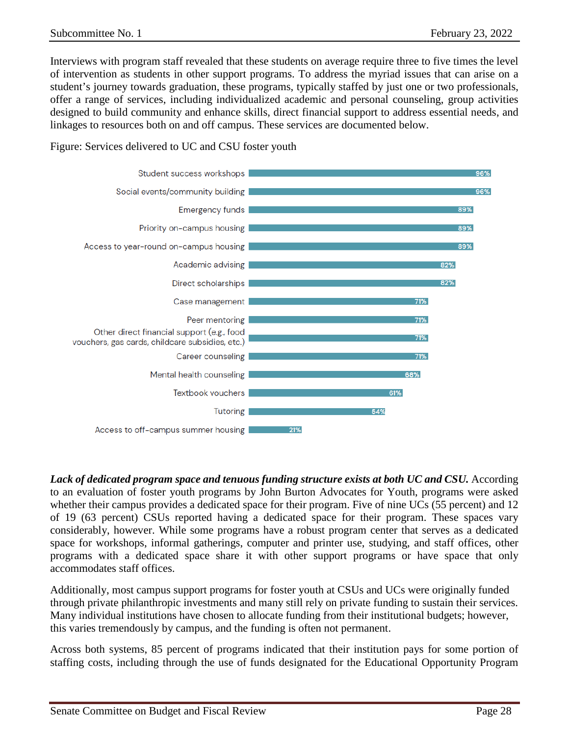Interviews with program staff revealed that these students on average require three to five times the level of intervention as students in other support programs. To address the myriad issues that can arise on a student's journey towards graduation, these programs, typically staffed by just one or two professionals, offer a range of services, including individualized academic and personal counseling, group activities designed to build community and enhance skills, direct financial support to address essential needs, and linkages to resources both on and off campus. These services are documented below.

Figure: Services delivered to UC and CSU foster youth

| Service | Percent |
|---|---|
| Student success workshops | 96% |
| Social events/community building | 96% |
| Emergency funds | 89% |
| Priority on-campus housing | 89% |
| Access to year-round on-campus housing | 89% |
| Academic advising | 82% |
| Direct scholarships | 82% |
| Case management | 71% |
| Peer mentoring | 71% |
| Other direct financial support (e.g., food vouchers, gas cards, childcare subsidies, etc.) | 71% |
| Career counseling | 71% |
| Mental health counseling | 68% |
| Textbook vouchers | 61% |
| Tutoring | 54% |
| Access to off-campus summer housing | 21% |

***Lack of dedicated program space and tenuous funding structure exists at both UC and CSU.*** According to an evaluation of foster youth programs by John Burton Advocates for Youth, programs were asked whether their campus provides a dedicated space for their program. Five of nine UCs (55 percent) and 12 of 19 (63 percent) CSUs reported having a dedicated space for their program. These spaces vary considerably, however. While some programs have a robust program center that serves as a dedicated space for workshops, informal gatherings, computer and printer use, studying, and staff offices, other programs with a dedicated space share it with other support programs or have space that only accommodates staff offices.

Additionally, most campus support programs for foster youth at CSUs and UCs were originally funded through private philanthropic investments and many still rely on private funding to sustain their services. Many individual institutions have chosen to allocate funding from their institutional budgets; however, this varies tremendously by campus, and the funding is often not permanent.

Across both systems, 85 percent of programs indicated that their institution pays for some portion of staffing costs, including through the use of funds designated for the Educational Opportunity Program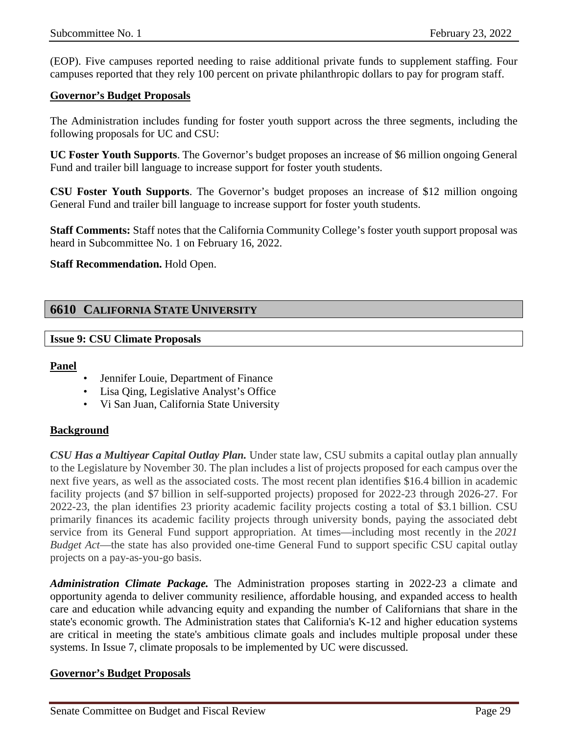(EOP). Five campuses reported needing to raise additional private funds to supplement staffing. Four campuses reported that they rely 100 percent on private philanthropic dollars to pay for program staff.

**Governor's Budget Proposals**

The Administration includes funding for foster youth support across the three segments, including the following proposals for UC and CSU:

**UC Foster Youth Supports**. The Governor's budget proposes an increase of $6 million ongoing General Fund and trailer bill language to increase support for foster youth students.

**CSU Foster Youth Supports**. The Governor's budget proposes an increase of $12 million ongoing General Fund and trailer bill language to increase support for foster youth students.

**Staff Comments:** Staff notes that the California Community College's foster youth support proposal was heard in Subcommittee No. 1 on February 16, 2022.

**Staff Recommendation.** Hold Open.

## 6610 CALIFORNIA STATE UNIVERSITY

### Issue 9: CSU Climate Proposals

**Panel**

- Jennifer Louie, Department of Finance
- Lisa Qing, Legislative Analyst's Office
- Vi San Juan, California State University

**Background**

***CSU Has a Multiyear Capital Outlay Plan.*** Under state law, CSU submits a capital outlay plan annually to the Legislature by November 30. The plan includes a list of projects proposed for each campus over the next five years, as well as the associated costs. The most recent plan identifies $16.4 billion in academic facility projects (and $7 billion in self-supported projects) proposed for 2022-23 through 2026-27. For 2022-23, the plan identifies 23 priority academic facility projects costing a total of $3.1 billion. CSU primarily finances its academic facility projects through university bonds, paying the associated debt service from its General Fund support appropriation. At times—including most recently in the *2021 Budget Act*—the state has also provided one-time General Fund to support specific CSU capital outlay projects on a pay-as-you-go basis.

***Administration Climate Package.*** The Administration proposes starting in 2022-23 a climate and opportunity agenda to deliver community resilience, affordable housing, and expanded access to health care and education while advancing equity and expanding the number of Californians that share in the state's economic growth. The Administration states that California's K-12 and higher education systems are critical in meeting the state's ambitious climate goals and includes multiple proposal under these systems. In Issue 7, climate proposals to be implemented by UC were discussed.

**Governor's Budget Proposals**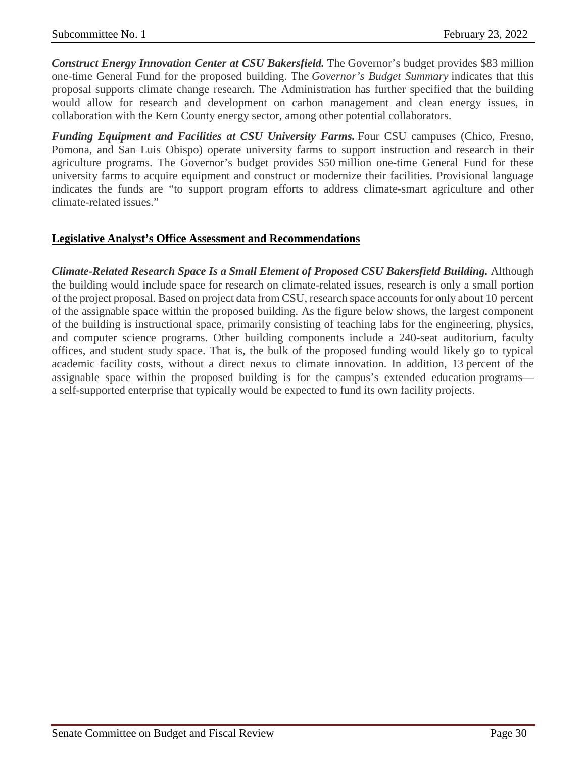***Construct Energy Innovation Center at CSU Bakersfield.*** The Governor's budget provides $83 million one-time General Fund for the proposed building. The *Governor's Budget Summary* indicates that this proposal supports climate change research. The Administration has further specified that the building would allow for research and development on carbon management and clean energy issues, in collaboration with the Kern County energy sector, among other potential collaborators.

***Funding Equipment and Facilities at CSU University Farms.*** Four CSU campuses (Chico, Fresno, Pomona, and San Luis Obispo) operate university farms to support instruction and research in their agriculture programs. The Governor's budget provides $50 million one-time General Fund for these university farms to acquire equipment and construct or modernize their facilities. Provisional language indicates the funds are "to support program efforts to address climate-smart agriculture and other climate-related issues."

## Legislative Analyst's Office Assessment and Recommendations

***Climate-Related Research Space Is a Small Element of Proposed CSU Bakersfield Building.*** Although the building would include space for research on climate-related issues, research is only a small portion of the project proposal. Based on project data from CSU, research space accounts for only about 10 percent of the assignable space within the proposed building. As the figure below shows, the largest component of the building is instructional space, primarily consisting of teaching labs for the engineering, physics, and computer science programs. Other building components include a 240-seat auditorium, faculty offices, and student study space. That is, the bulk of the proposed funding would likely go to typical academic facility costs, without a direct nexus to climate innovation. In addition, 13 percent of the assignable space within the proposed building is for the campus's extended education programs—a self-supported enterprise that typically would be expected to fund its own facility projects.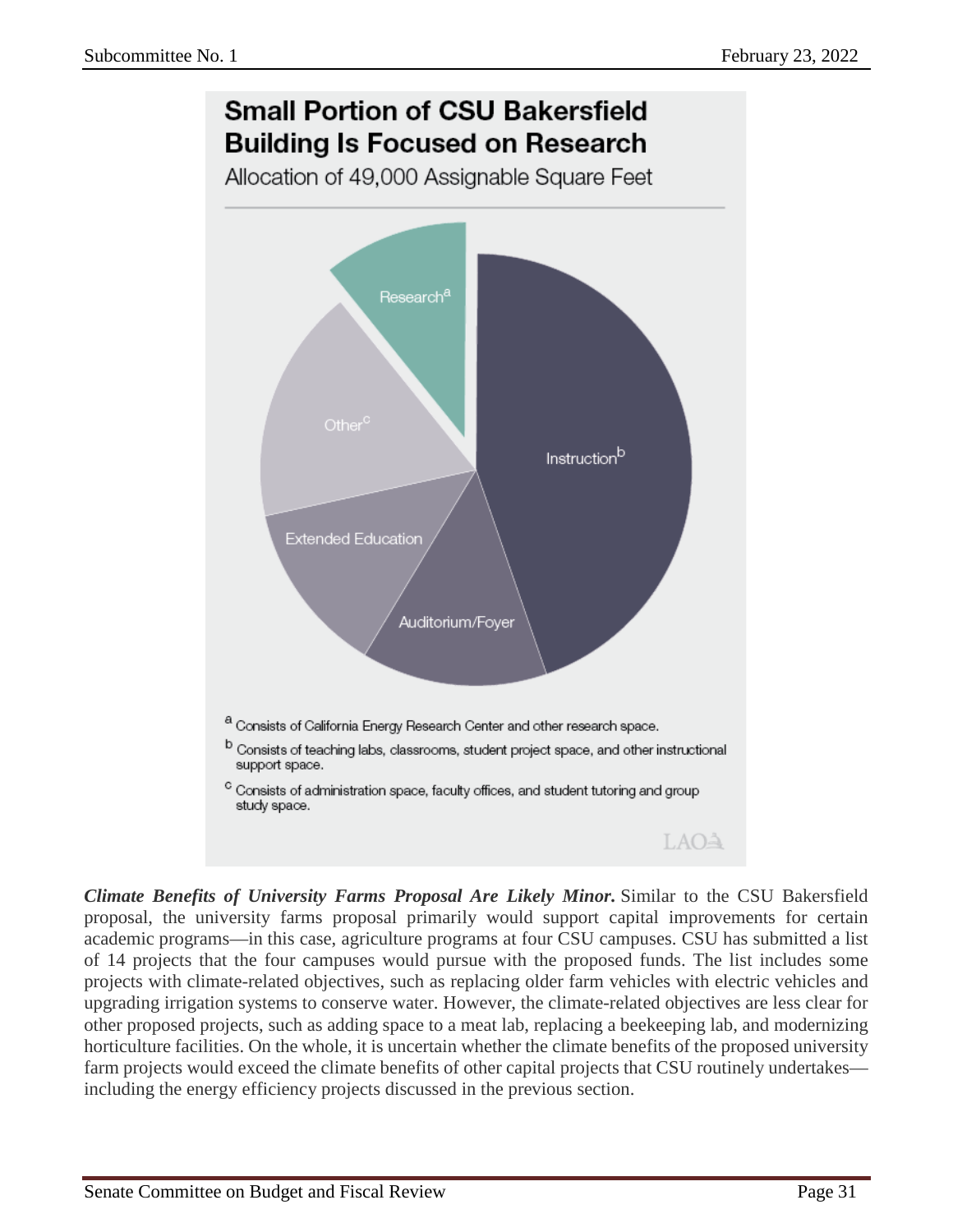**Small Portion of CSU Bakersfield Building Is Focused on Research**

Allocation of 49,000 Assignable Square Feet

Research[a]

Instruction[b]

Other[c]

Extended Education

Auditorium/Foyer

[a] Consists of California Energy Research Center and other research space.

[b] Consists of teaching labs, classrooms, student project space, and other instructional support space.

[c] Consists of administration space, faculty offices, and student tutoring and group study space.

LAO

***Climate Benefits of University Farms Proposal Are Likely Minor.*** Similar to the CSU Bakersfield proposal, the university farms proposal primarily would support capital improvements for certain academic programs—in this case, agriculture programs at four CSU campuses. CSU has submitted a list of 14 projects that the four campuses would pursue with the proposed funds. The list includes some projects with climate-related objectives, such as replacing older farm vehicles with electric vehicles and upgrading irrigation systems to conserve water. However, the climate-related objectives are less clear for other proposed projects, such as adding space to a meat lab, replacing a beekeeping lab, and modernizing horticulture facilities. On the whole, it is uncertain whether the climate benefits of the proposed university farm projects would exceed the climate benefits of other capital projects that CSU routinely undertakes—including the energy efficiency projects discussed in the previous section.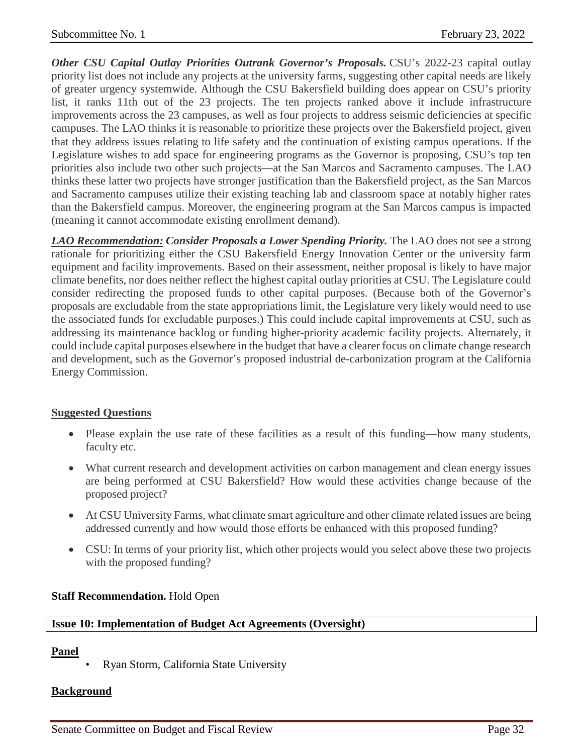***Other CSU Capital Outlay Priorities Outrank Governor's Proposals.*** CSU's 2022-23 capital outlay priority list does not include any projects at the university farms, suggesting other capital needs are likely of greater urgency systemwide. Although the CSU Bakersfield building does appear on CSU's priority list, it ranks 11th out of the 23 projects. The ten projects ranked above it include infrastructure improvements across the 23 campuses, as well as four projects to address seismic deficiencies at specific campuses. The LAO thinks it is reasonable to prioritize these projects over the Bakersfield project, given that they address issues relating to life safety and the continuation of existing campus operations. If the Legislature wishes to add space for engineering programs as the Governor is proposing, CSU's top ten priorities also include two other such projects—at the San Marcos and Sacramento campuses. The LAO thinks these latter two projects have stronger justification than the Bakersfield project, as the San Marcos and Sacramento campuses utilize their existing teaching lab and classroom space at notably higher rates than the Bakersfield campus. Moreover, the engineering program at the San Marcos campus is impacted (meaning it cannot accommodate existing enrollment demand).

***LAO Recommendation: Consider Proposals a Lower Spending Priority.*** The LAO does not see a strong rationale for prioritizing either the CSU Bakersfield Energy Innovation Center or the university farm equipment and facility improvements. Based on their assessment, neither proposal is likely to have major climate benefits, nor does neither reflect the highest capital outlay priorities at CSU. The Legislature could consider redirecting the proposed funds to other capital purposes. (Because both of the Governor's proposals are excludable from the state appropriations limit, the Legislature very likely would need to use the associated funds for excludable purposes.) This could include capital improvements at CSU, such as addressing its maintenance backlog or funding higher-priority academic facility projects. Alternately, it could include capital purposes elsewhere in the budget that have a clearer focus on climate change research and development, such as the Governor's proposed industrial de-carbonization program at the California Energy Commission.

**Suggested Questions**

- Please explain the use rate of these facilities as a result of this funding—how many students, faculty etc.
- What current research and development activities on carbon management and clean energy issues are being performed at CSU Bakersfield? How would these activities change because of the proposed project?
- At CSU University Farms, what climate smart agriculture and other climate related issues are being addressed currently and how would those efforts be enhanced with this proposed funding?
- CSU: In terms of your priority list, which other projects would you select above these two projects with the proposed funding?

**Staff Recommendation.** Hold Open

**Issue 10: Implementation of Budget Act Agreements (Oversight)**

**Panel**

- Ryan Storm, California State University

**Background**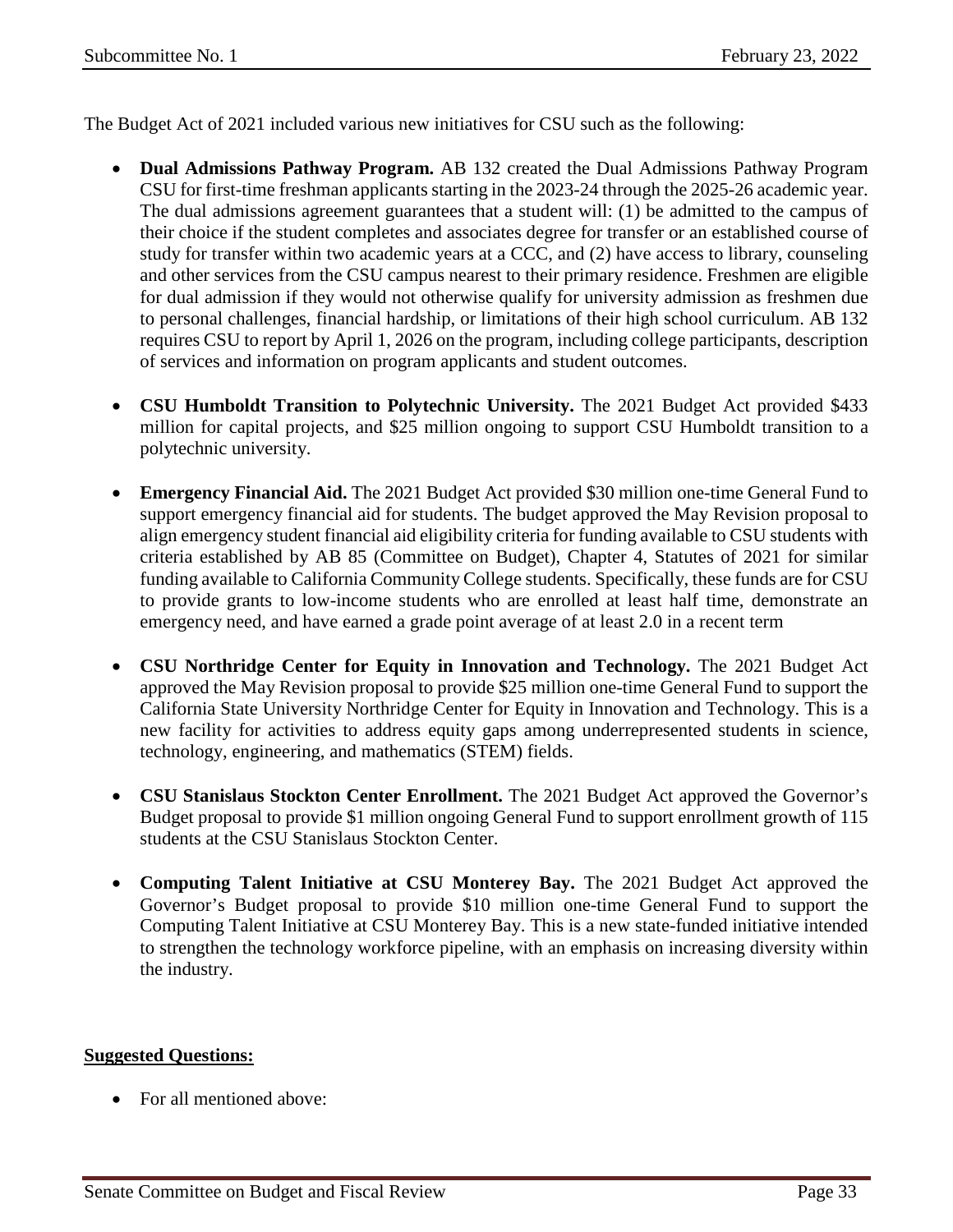The Budget Act of 2021 included various new initiatives for CSU such as the following:

- **Dual Admissions Pathway Program.** AB 132 created the Dual Admissions Pathway Program CSU for first-time freshman applicants starting in the 2023-24 through the 2025-26 academic year. The dual admissions agreement guarantees that a student will: (1) be admitted to the campus of their choice if the student completes and associates degree for transfer or an established course of study for transfer within two academic years at a CCC, and (2) have access to library, counseling and other services from the CSU campus nearest to their primary residence. Freshmen are eligible for dual admission if they would not otherwise qualify for university admission as freshmen due to personal challenges, financial hardship, or limitations of their high school curriculum. AB 132 requires CSU to report by April 1, 2026 on the program, including college participants, description of services and information on program applicants and student outcomes.

- **CSU Humboldt Transition to Polytechnic University.** The 2021 Budget Act provided $433 million for capital projects, and $25 million ongoing to support CSU Humboldt transition to a polytechnic university.

- **Emergency Financial Aid.** The 2021 Budget Act provided $30 million one-time General Fund to support emergency financial aid for students. The budget approved the May Revision proposal to align emergency student financial aid eligibility criteria for funding available to CSU students with criteria established by AB 85 (Committee on Budget), Chapter 4, Statutes of 2021 for similar funding available to California Community College students. Specifically, these funds are for CSU to provide grants to low-income students who are enrolled at least half time, demonstrate an emergency need, and have earned a grade point average of at least 2.0 in a recent term

- **CSU Northridge Center for Equity in Innovation and Technology.** The 2021 Budget Act approved the May Revision proposal to provide $25 million one-time General Fund to support the California State University Northridge Center for Equity in Innovation and Technology. This is a new facility for activities to address equity gaps among underrepresented students in science, technology, engineering, and mathematics (STEM) fields.

- **CSU Stanislaus Stockton Center Enrollment.** The 2021 Budget Act approved the Governor's Budget proposal to provide $1 million ongoing General Fund to support enrollment growth of 115 students at the CSU Stanislaus Stockton Center.

- **Computing Talent Initiative at CSU Monterey Bay.** The 2021 Budget Act approved the Governor's Budget proposal to provide $10 million one-time General Fund to support the Computing Talent Initiative at CSU Monterey Bay. This is a new state-funded initiative intended to strengthen the technology workforce pipeline, with an emphasis on increasing diversity within the industry.

**Suggested Questions:**

- For all mentioned above: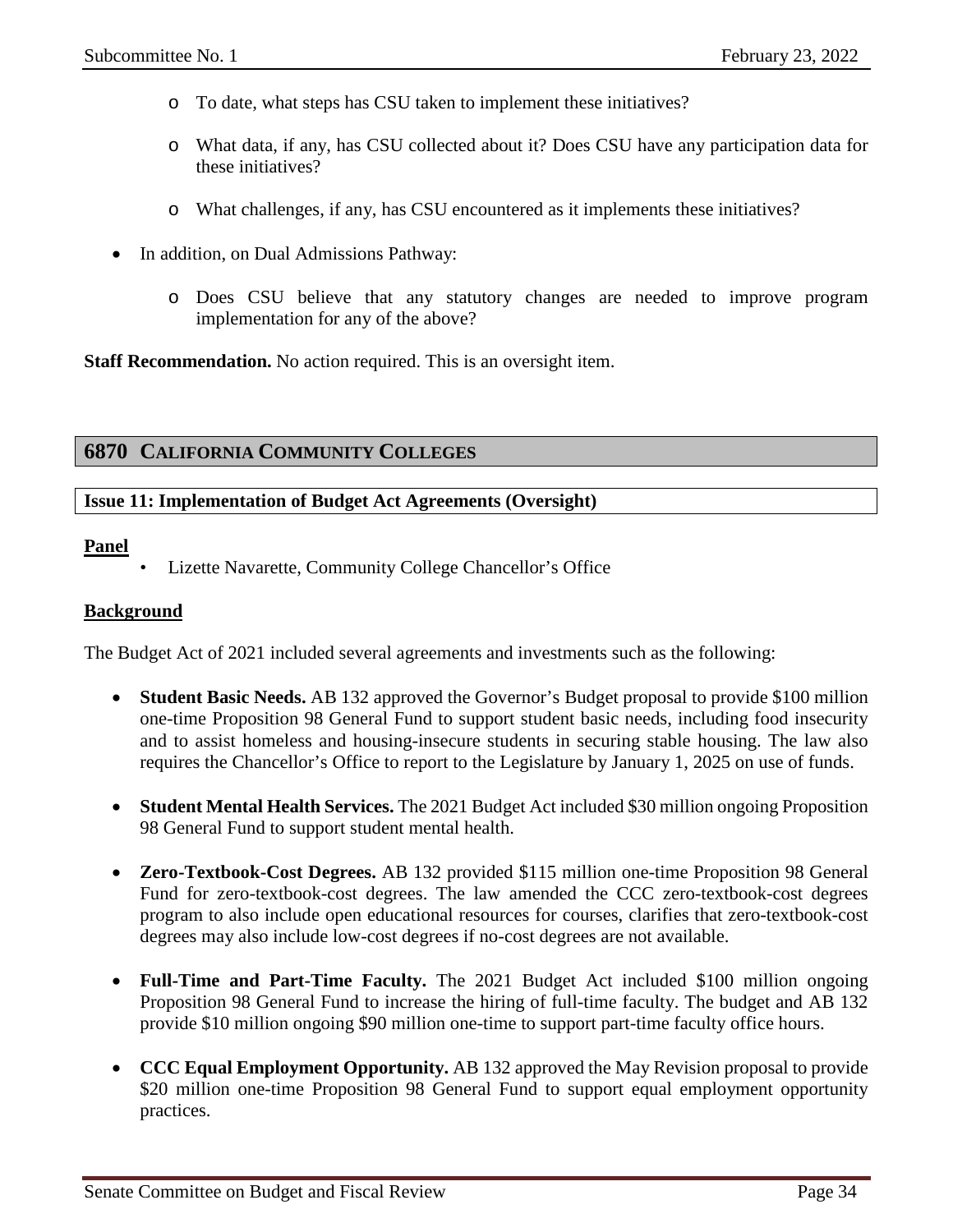- To date, what steps has CSU taken to implement these initiatives?
- What data, if any, has CSU collected about it? Does CSU have any participation data for these initiatives?
- What challenges, if any, has CSU encountered as it implements these initiatives?

- In addition, on Dual Admissions Pathway:
  - Does CSU believe that any statutory changes are needed to improve program implementation for any of the above?

**Staff Recommendation.** No action required. This is an oversight item.

## 6870 CALIFORNIA COMMUNITY COLLEGES

### Issue 11: Implementation of Budget Act Agreements (Oversight)

**Panel**

- Lizette Navarette, Community College Chancellor's Office

**Background**

The Budget Act of 2021 included several agreements and investments such as the following:

- **Student Basic Needs.** AB 132 approved the Governor's Budget proposal to provide $100 million one-time Proposition 98 General Fund to support student basic needs, including food insecurity and to assist homeless and housing-insecure students in securing stable housing. The law also requires the Chancellor's Office to report to the Legislature by January 1, 2025 on use of funds.
- **Student Mental Health Services.** The 2021 Budget Act included $30 million ongoing Proposition 98 General Fund to support student mental health.
- **Zero-Textbook-Cost Degrees.** AB 132 provided $115 million one-time Proposition 98 General Fund for zero-textbook-cost degrees. The law amended the CCC zero-textbook-cost degrees program to also include open educational resources for courses, clarifies that zero-textbook-cost degrees may also include low-cost degrees if no-cost degrees are not available.
- **Full-Time and Part-Time Faculty.** The 2021 Budget Act included $100 million ongoing Proposition 98 General Fund to increase the hiring of full-time faculty. The budget and AB 132 provide $10 million ongoing $90 million one-time to support part-time faculty office hours.
- **CCC Equal Employment Opportunity.** AB 132 approved the May Revision proposal to provide $20 million one-time Proposition 98 General Fund to support equal employment opportunity practices.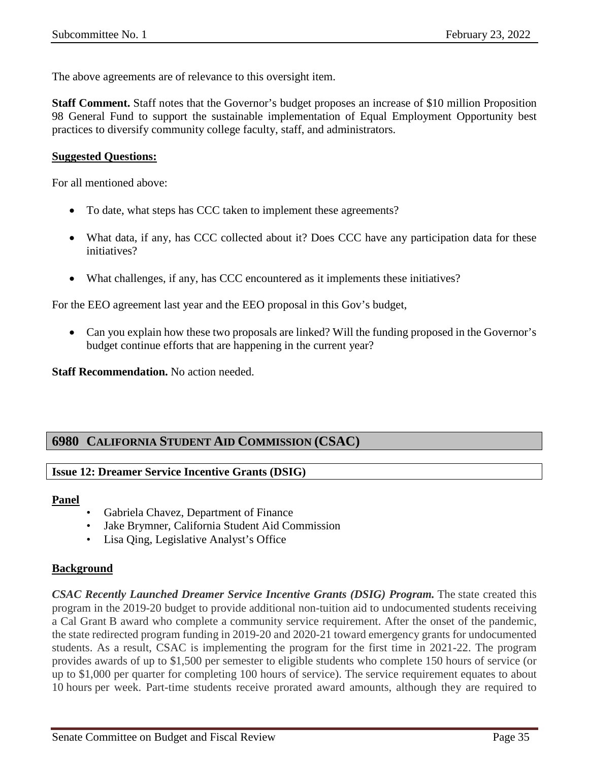The above agreements are of relevance to this oversight item.

**Staff Comment.** Staff notes that the Governor's budget proposes an increase of $10 million Proposition 98 General Fund to support the sustainable implementation of Equal Employment Opportunity best practices to diversify community college faculty, staff, and administrators.

**Suggested Questions:**

For all mentioned above:

- To date, what steps has CCC taken to implement these agreements?
- What data, if any, has CCC collected about it? Does CCC have any participation data for these initiatives?
- What challenges, if any, has CCC encountered as it implements these initiatives?

For the EEO agreement last year and the EEO proposal in this Gov's budget,

- Can you explain how these two proposals are linked? Will the funding proposed in the Governor's budget continue efforts that are happening in the current year?

**Staff Recommendation.** No action needed.

## 6980 CALIFORNIA STUDENT AID COMMISSION (CSAC)

### Issue 12: Dreamer Service Incentive Grants (DSIG)

**Panel**

- Gabriela Chavez, Department of Finance
- Jake Brymner, California Student Aid Commission
- Lisa Qing, Legislative Analyst's Office

**Background**

***CSAC Recently Launched Dreamer Service Incentive Grants (DSIG) Program.*** The state created this program in the 2019-20 budget to provide additional non-tuition aid to undocumented students receiving a Cal Grant B award who complete a community service requirement. After the onset of the pandemic, the state redirected program funding in 2019-20 and 2020-21 toward emergency grants for undocumented students. As a result, CSAC is implementing the program for the first time in 2021-22. The program provides awards of up to $1,500 per semester to eligible students who complete 150 hours of service (or up to $1,000 per quarter for completing 100 hours of service). The service requirement equates to about 10 hours per week. Part-time students receive prorated award amounts, although they are required to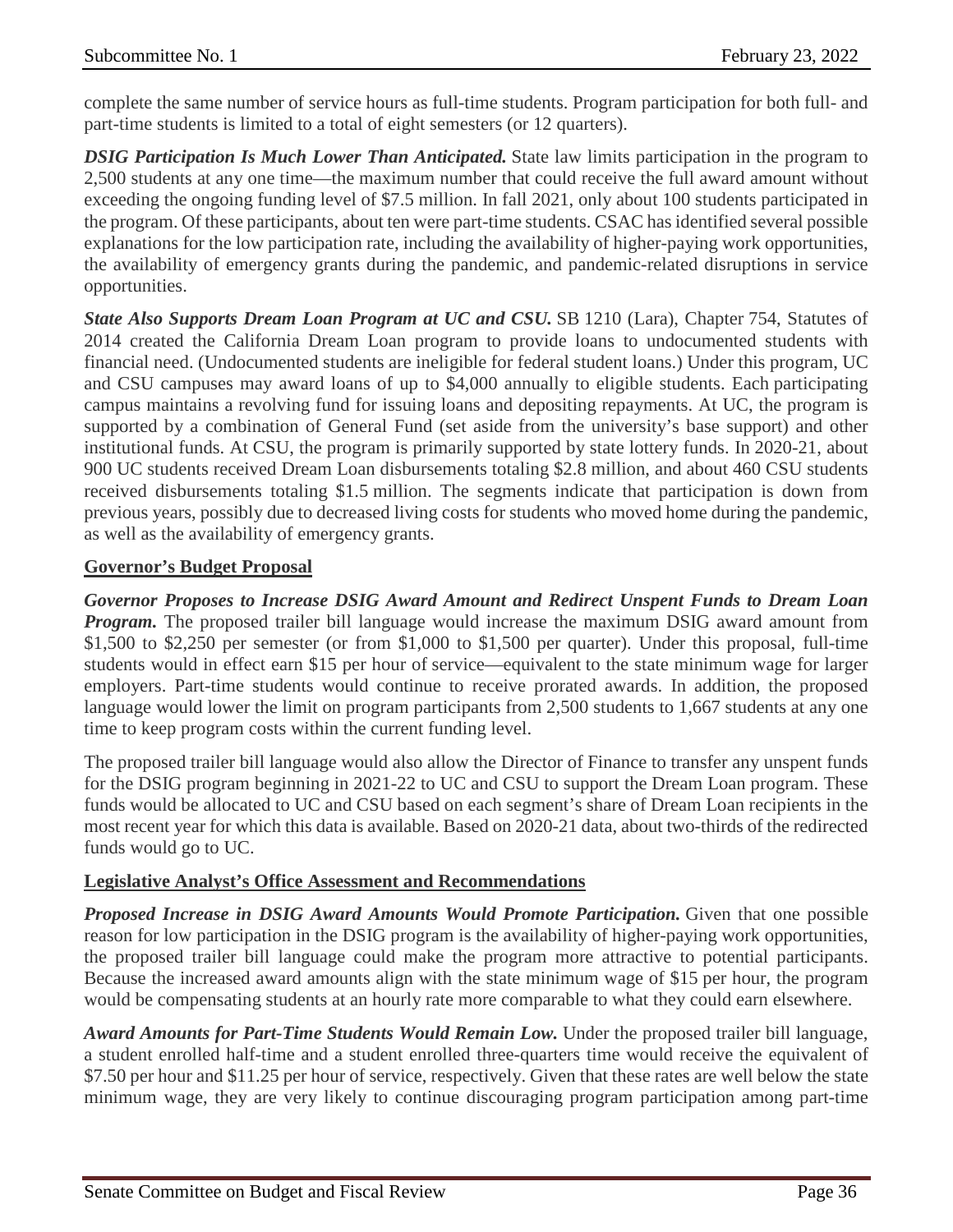complete the same number of service hours as full-time students. Program participation for both full- and part-time students is limited to a total of eight semesters (or 12 quarters).

***DSIG Participation Is Much Lower Than Anticipated.*** State law limits participation in the program to 2,500 students at any one time—the maximum number that could receive the full award amount without exceeding the ongoing funding level of $7.5 million. In fall 2021, only about 100 students participated in the program. Of these participants, about ten were part-time students. CSAC has identified several possible explanations for the low participation rate, including the availability of higher-paying work opportunities, the availability of emergency grants during the pandemic, and pandemic-related disruptions in service opportunities.

***State Also Supports Dream Loan Program at UC and CSU.*** SB 1210 (Lara), Chapter 754, Statutes of 2014 created the California Dream Loan program to provide loans to undocumented students with financial need. (Undocumented students are ineligible for federal student loans.) Under this program, UC and CSU campuses may award loans of up to $4,000 annually to eligible students. Each participating campus maintains a revolving fund for issuing loans and depositing repayments. At UC, the program is supported by a combination of General Fund (set aside from the university's base support) and other institutional funds. At CSU, the program is primarily supported by state lottery funds. In 2020-21, about 900 UC students received Dream Loan disbursements totaling $2.8 million, and about 460 CSU students received disbursements totaling $1.5 million. The segments indicate that participation is down from previous years, possibly due to decreased living costs for students who moved home during the pandemic, as well as the availability of emergency grants.

**<u>Governor's Budget Proposal</u>**

***Governor Proposes to Increase DSIG Award Amount and Redirect Unspent Funds to Dream Loan Program.*** The proposed trailer bill language would increase the maximum DSIG award amount from $1,500 to $2,250 per semester (or from $1,000 to $1,500 per quarter). Under this proposal, full-time students would in effect earn $15 per hour of service—equivalent to the state minimum wage for larger employers. Part-time students would continue to receive prorated awards. In addition, the proposed language would lower the limit on program participants from 2,500 students to 1,667 students at any one time to keep program costs within the current funding level.

The proposed trailer bill language would also allow the Director of Finance to transfer any unspent funds for the DSIG program beginning in 2021-22 to UC and CSU to support the Dream Loan program. These funds would be allocated to UC and CSU based on each segment's share of Dream Loan recipients in the most recent year for which this data is available. Based on 2020-21 data, about two-thirds of the redirected funds would go to UC.

**<u>Legislative Analyst's Office Assessment and Recommendations</u>**

***Proposed Increase in DSIG Award Amounts Would Promote Participation.*** Given that one possible reason for low participation in the DSIG program is the availability of higher-paying work opportunities, the proposed trailer bill language could make the program more attractive to potential participants. Because the increased award amounts align with the state minimum wage of $15 per hour, the program would be compensating students at an hourly rate more comparable to what they could earn elsewhere.

***Award Amounts for Part-Time Students Would Remain Low.*** Under the proposed trailer bill language, a student enrolled half-time and a student enrolled three-quarters time would receive the equivalent of $7.50 per hour and $11.25 per hour of service, respectively. Given that these rates are well below the state minimum wage, they are very likely to continue discouraging program participation among part-time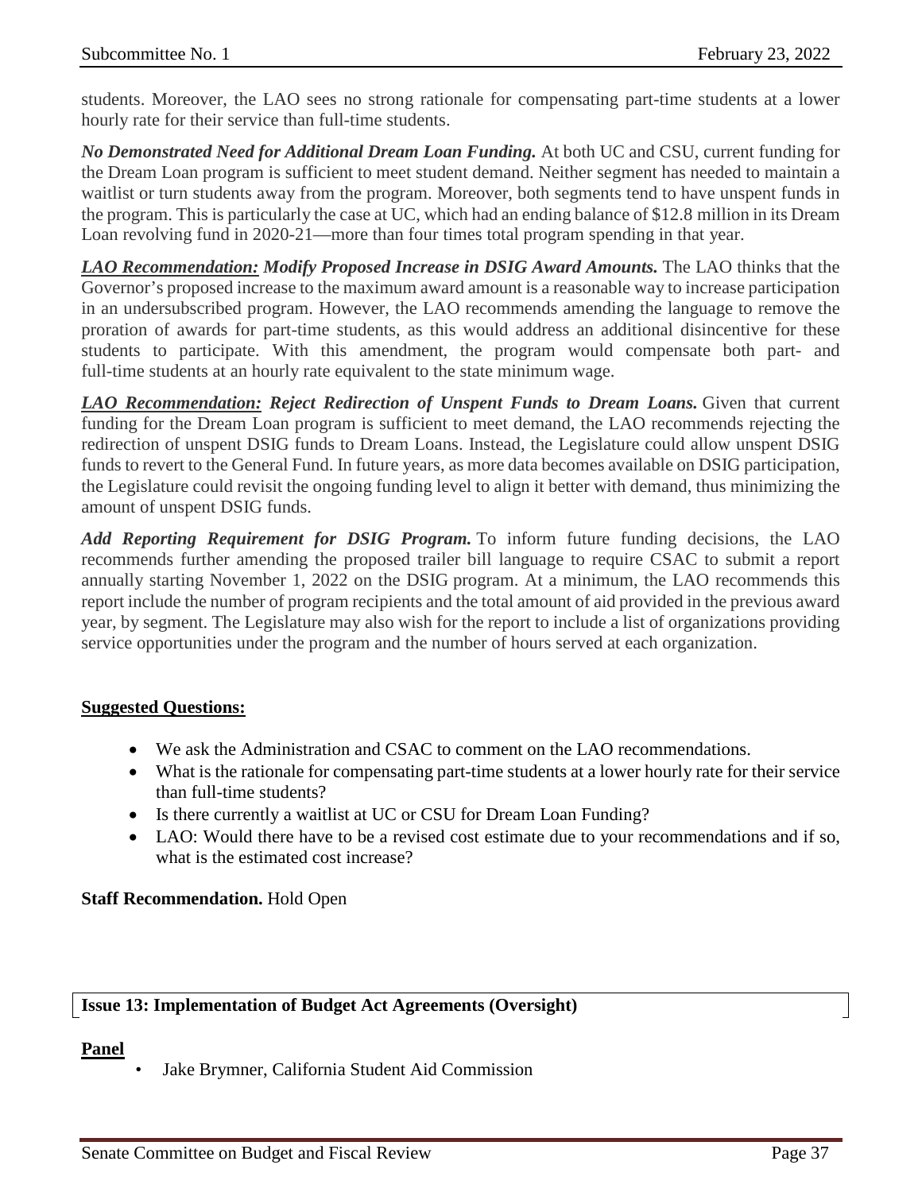students. Moreover, the LAO sees no strong rationale for compensating part-time students at a lower hourly rate for their service than full-time students.

***No Demonstrated Need for Additional Dream Loan Funding.*** At both UC and CSU, current funding for the Dream Loan program is sufficient to meet student demand. Neither segment has needed to maintain a waitlist or turn students away from the program. Moreover, both segments tend to have unspent funds in the program. This is particularly the case at UC, which had an ending balance of $12.8 million in its Dream Loan revolving fund in 2020-21—more than four times total program spending in that year.

***<u>LAO Recommendation:</u> Modify Proposed Increase in DSIG Award Amounts.*** The LAO thinks that the Governor's proposed increase to the maximum award amount is a reasonable way to increase participation in an undersubscribed program. However, the LAO recommends amending the language to remove the proration of awards for part-time students, as this would address an additional disincentive for these students to participate. With this amendment, the program would compensate both part- and full-time students at an hourly rate equivalent to the state minimum wage.

***<u>LAO Recommendation:</u> Reject Redirection of Unspent Funds to Dream Loans.*** Given that current funding for the Dream Loan program is sufficient to meet demand, the LAO recommends rejecting the redirection of unspent DSIG funds to Dream Loans. Instead, the Legislature could allow unspent DSIG funds to revert to the General Fund. In future years, as more data becomes available on DSIG participation, the Legislature could revisit the ongoing funding level to align it better with demand, thus minimizing the amount of unspent DSIG funds.

***Add Reporting Requirement for DSIG Program.*** To inform future funding decisions, the LAO recommends further amending the proposed trailer bill language to require CSAC to submit a report annually starting November 1, 2022 on the DSIG program. At a minimum, the LAO recommends this report include the number of program recipients and the total amount of aid provided in the previous award year, by segment. The Legislature may also wish for the report to include a list of organizations providing service opportunities under the program and the number of hours served at each organization.

**<u>Suggested Questions:</u>**

- We ask the Administration and CSAC to comment on the LAO recommendations.
- What is the rationale for compensating part-time students at a lower hourly rate for their service than full-time students?
- Is there currently a waitlist at UC or CSU for Dream Loan Funding?
- LAO: Would there have to be a revised cost estimate due to your recommendations and if so, what is the estimated cost increase?

**Staff Recommendation.** Hold Open

**Issue 13: Implementation of Budget Act Agreements (Oversight)**

**<u>Panel</u>**

- Jake Brymner, California Student Aid Commission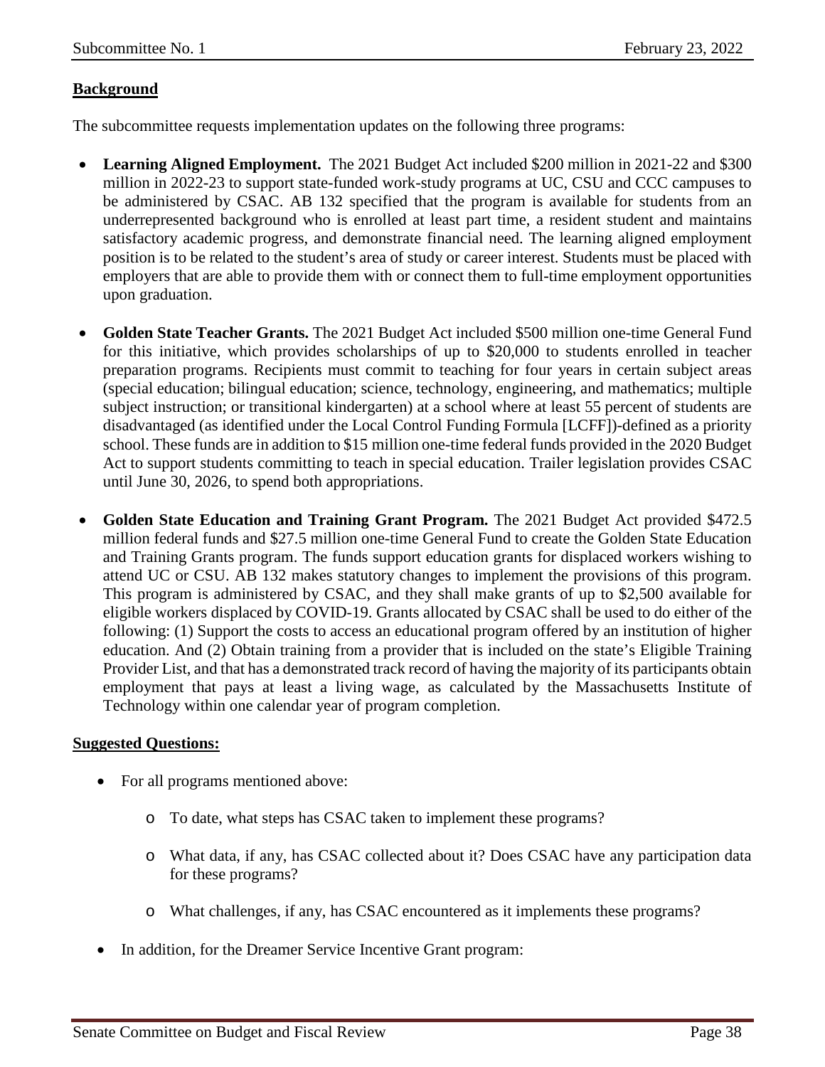**Background**

The subcommittee requests implementation updates on the following three programs:

- **Learning Aligned Employment.** The 2021 Budget Act included $200 million in 2021-22 and $300 million in 2022-23 to support state-funded work-study programs at UC, CSU and CCC campuses to be administered by CSAC. AB 132 specified that the program is available for students from an underrepresented background who is enrolled at least part time, a resident student and maintains satisfactory academic progress, and demonstrate financial need. The learning aligned employment position is to be related to the student's area of study or career interest. Students must be placed with employers that are able to provide them with or connect them to full-time employment opportunities upon graduation.

- **Golden State Teacher Grants.** The 2021 Budget Act included $500 million one-time General Fund for this initiative, which provides scholarships of up to $20,000 to students enrolled in teacher preparation programs. Recipients must commit to teaching for four years in certain subject areas (special education; bilingual education; science, technology, engineering, and mathematics; multiple subject instruction; or transitional kindergarten) at a school where at least 55 percent of students are disadvantaged (as identified under the Local Control Funding Formula [LCFF])-defined as a priority school. These funds are in addition to $15 million one-time federal funds provided in the 2020 Budget Act to support students committing to teach in special education. Trailer legislation provides CSAC until June 30, 2026, to spend both appropriations.

- **Golden State Education and Training Grant Program.** The 2021 Budget Act provided $472.5 million federal funds and $27.5 million one-time General Fund to create the Golden State Education and Training Grants program. The funds support education grants for displaced workers wishing to attend UC or CSU. AB 132 makes statutory changes to implement the provisions of this program. This program is administered by CSAC, and they shall make grants of up to $2,500 available for eligible workers displaced by COVID-19. Grants allocated by CSAC shall be used to do either of the following: (1) Support the costs to access an educational program offered by an institution of higher education. And (2) Obtain training from a provider that is included on the state's Eligible Training Provider List, and that has a demonstrated track record of having the majority of its participants obtain employment that pays at least a living wage, as calculated by the Massachusetts Institute of Technology within one calendar year of program completion.

**Suggested Questions:**

- For all programs mentioned above:
  - To date, what steps has CSAC taken to implement these programs?
  - What data, if any, has CSAC collected about it? Does CSAC have any participation data for these programs?
  - What challenges, if any, has CSAC encountered as it implements these programs?
- In addition, for the Dreamer Service Incentive Grant program: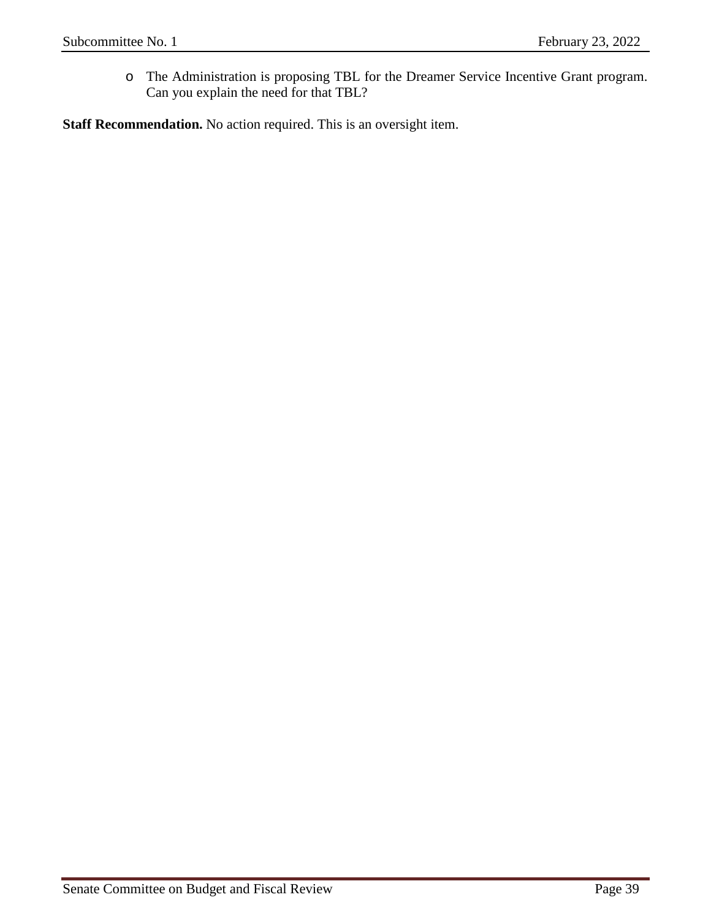- The Administration is proposing TBL for the Dreamer Service Incentive Grant program. Can you explain the need for that TBL?

**Staff Recommendation.** No action required. This is an oversight item.